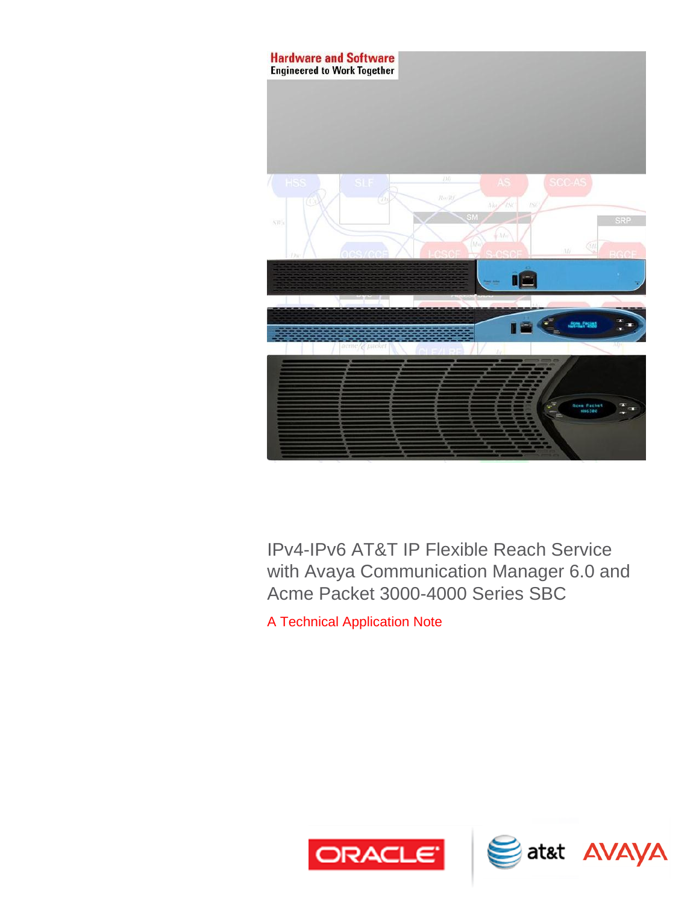Hardware and Software
Engineered to Work Together

# IPv4-IPv6 AT&T IP Flexible Reach Service with Avaya Communication Manager 6.0 and Acme Packet 3000-4000 Series SBC

A Technical Application Note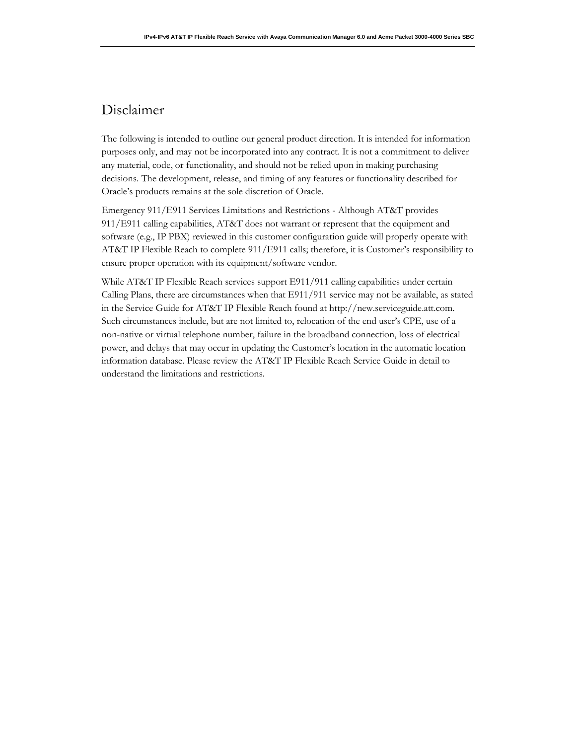# Disclaimer

The following is intended to outline our general product direction. It is intended for information purposes only, and may not be incorporated into any contract. It is not a commitment to deliver any material, code, or functionality, and should not be relied upon in making purchasing decisions. The development, release, and timing of any features or functionality described for Oracle's products remains at the sole discretion of Oracle.

Emergency 911/E911 Services Limitations and Restrictions - Although AT&T provides 911/E911 calling capabilities, AT&T does not warrant or represent that the equipment and software (e.g., IP PBX) reviewed in this customer configuration guide will properly operate with AT&T IP Flexible Reach to complete 911/E911 calls; therefore, it is Customer's responsibility to ensure proper operation with its equipment/software vendor.

While AT&T IP Flexible Reach services support E911/911 calling capabilities under certain Calling Plans, there are circumstances when that E911/911 service may not be available, as stated in the Service Guide for AT&T IP Flexible Reach found at http://new.serviceguide.att.com. Such circumstances include, but are not limited to, relocation of the end user's CPE, use of a non-native or virtual telephone number, failure in the broadband connection, loss of electrical power, and delays that may occur in updating the Customer's location in the automatic location information database. Please review the AT&T IP Flexible Reach Service Guide in detail to understand the limitations and restrictions.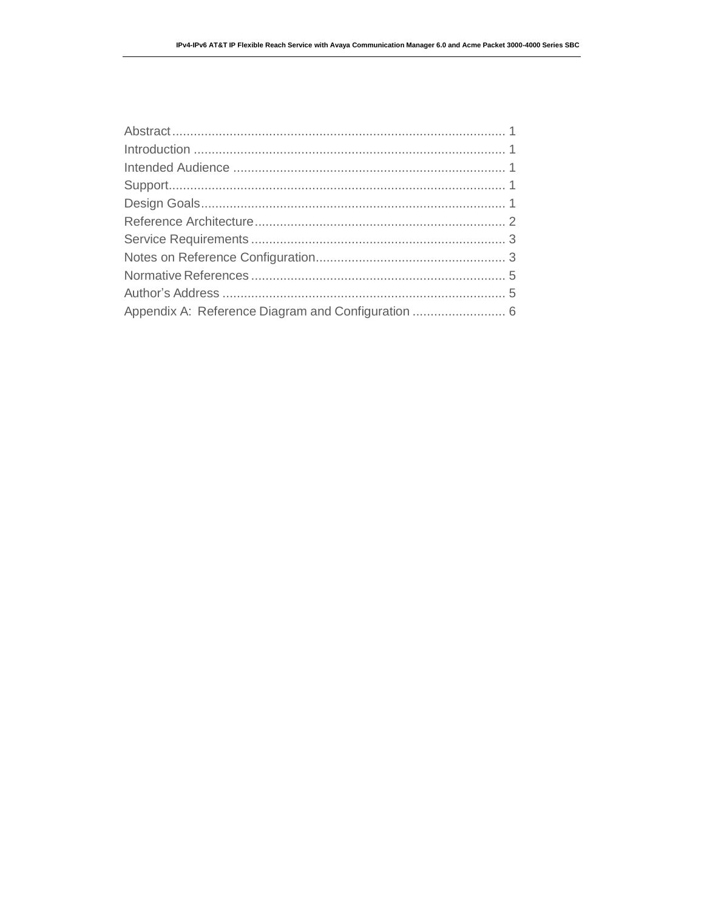Abstract ........................................................................................ 1
Introduction ..................................................................................... 1
Intended Audience ........................................................................... 1
Support............................................................................................. 1
Design Goals..................................................................................... 1
Reference Architecture...................................................................... 2
Service Requirements ....................................................................... 3
Notes on Reference Configuration..................................................... 3
Normative References ....................................................................... 5
Author's Address ............................................................................... 5
Appendix A: Reference Diagram and Configuration .......................... 6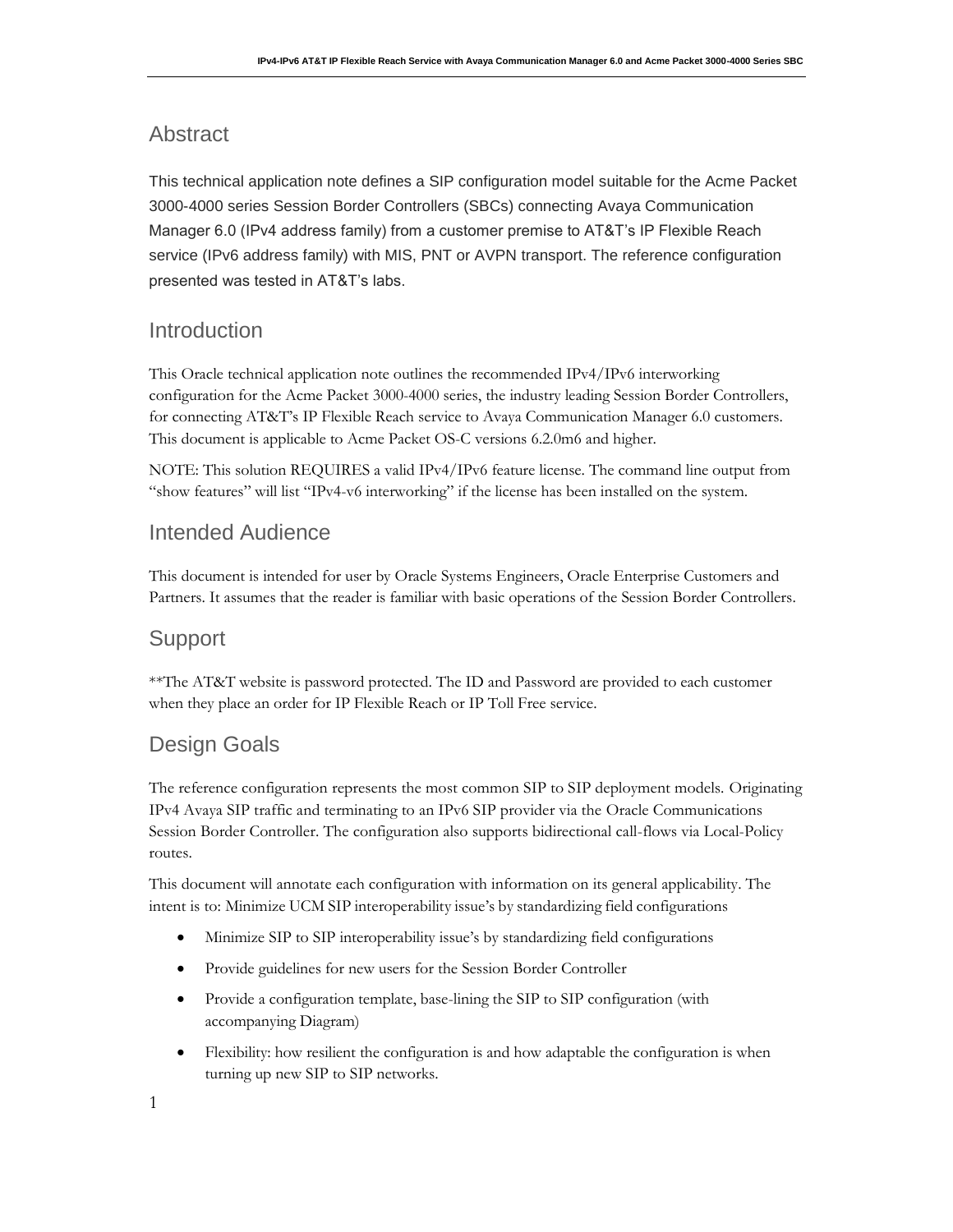## Abstract

This technical application note defines a SIP configuration model suitable for the Acme Packet 3000-4000 series Session Border Controllers (SBCs) connecting Avaya Communication Manager 6.0 (IPv4 address family) from a customer premise to AT&T's IP Flexible Reach service (IPv6 address family) with MIS, PNT or AVPN transport. The reference configuration presented was tested in AT&T's labs.

## Introduction

This Oracle technical application note outlines the recommended IPv4/IPv6 interworking configuration for the Acme Packet 3000-4000 series, the industry leading Session Border Controllers, for connecting AT&T's IP Flexible Reach service to Avaya Communication Manager 6.0 customers. This document is applicable to Acme Packet OS-C versions 6.2.0m6 and higher.

NOTE: This solution REQUIRES a valid IPv4/IPv6 feature license. The command line output from "show features" will list "IPv4-v6 interworking" if the license has been installed on the system.

## Intended Audience

This document is intended for user by Oracle Systems Engineers, Oracle Enterprise Customers and Partners. It assumes that the reader is familiar with basic operations of the Session Border Controllers.

## Support

**The AT&T website is password protected. The ID and Password are provided to each customer when they place an order for IP Flexible Reach or IP Toll Free service.

## Design Goals

The reference configuration represents the most common SIP to SIP deployment models. Originating IPv4 Avaya SIP traffic and terminating to an IPv6 SIP provider via the Oracle Communications Session Border Controller. The configuration also supports bidirectional call-flows via Local-Policy routes.

This document will annotate each configuration with information on its general applicability. The intent is to: Minimize UCM SIP interoperability issue's by standardizing field configurations

- Minimize SIP to SIP interoperability issue's by standardizing field configurations
- Provide guidelines for new users for the Session Border Controller
- Provide a configuration template, base-lining the SIP to SIP configuration (with accompanying Diagram)
- Flexibility: how resilient the configuration is and how adaptable the configuration is when turning up new SIP to SIP networks.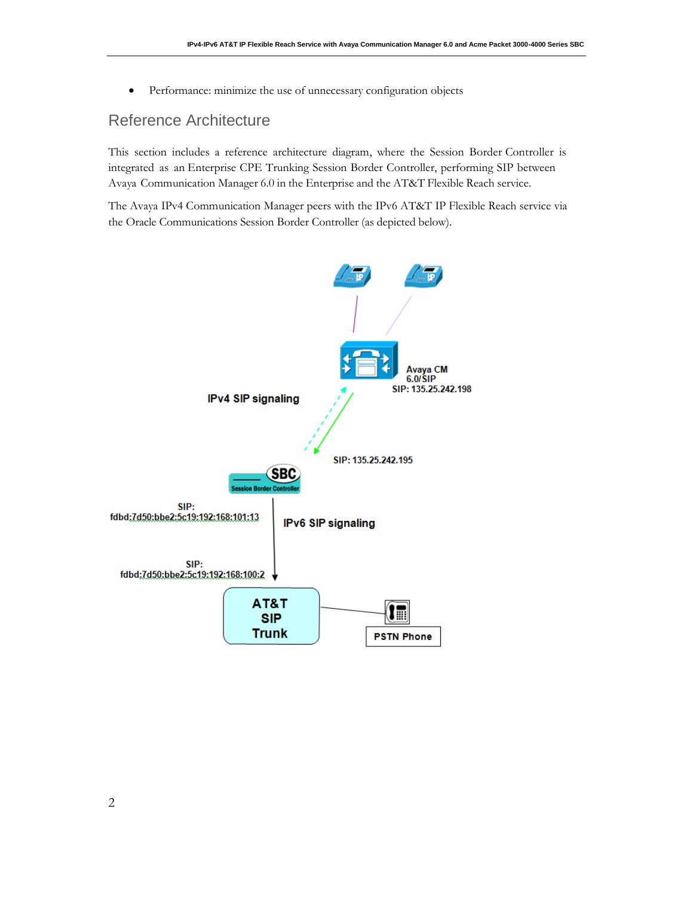- Performance: minimize the use of unnecessary configuration objects

## Reference Architecture

This section includes a reference architecture diagram, where the Session Border Controller is integrated as an Enterprise CPE Trunking Session Border Controller, performing SIP between Avaya Communication Manager 6.0 in the Enterprise and the AT&T Flexible Reach service.

The Avaya IPv4 Communication Manager peers with the IPv6 AT&T IP Flexible Reach service via the Oracle Communications Session Border Controller (as depicted below).

Avaya CM 6.0/SIP
SIP: 135.25.242.198

IPv4 SIP signaling

SIP: 135.25.242.195

SBC
Session Border Controller

SIP:
fdbd:7d50:bbe2:5c19:192:168:101:13

IPv6 SIP signaling

SIP:
fdbd:7d50:bbe2:5c19:192:168:100:2

AT&T SIP Trunk

PSTN Phone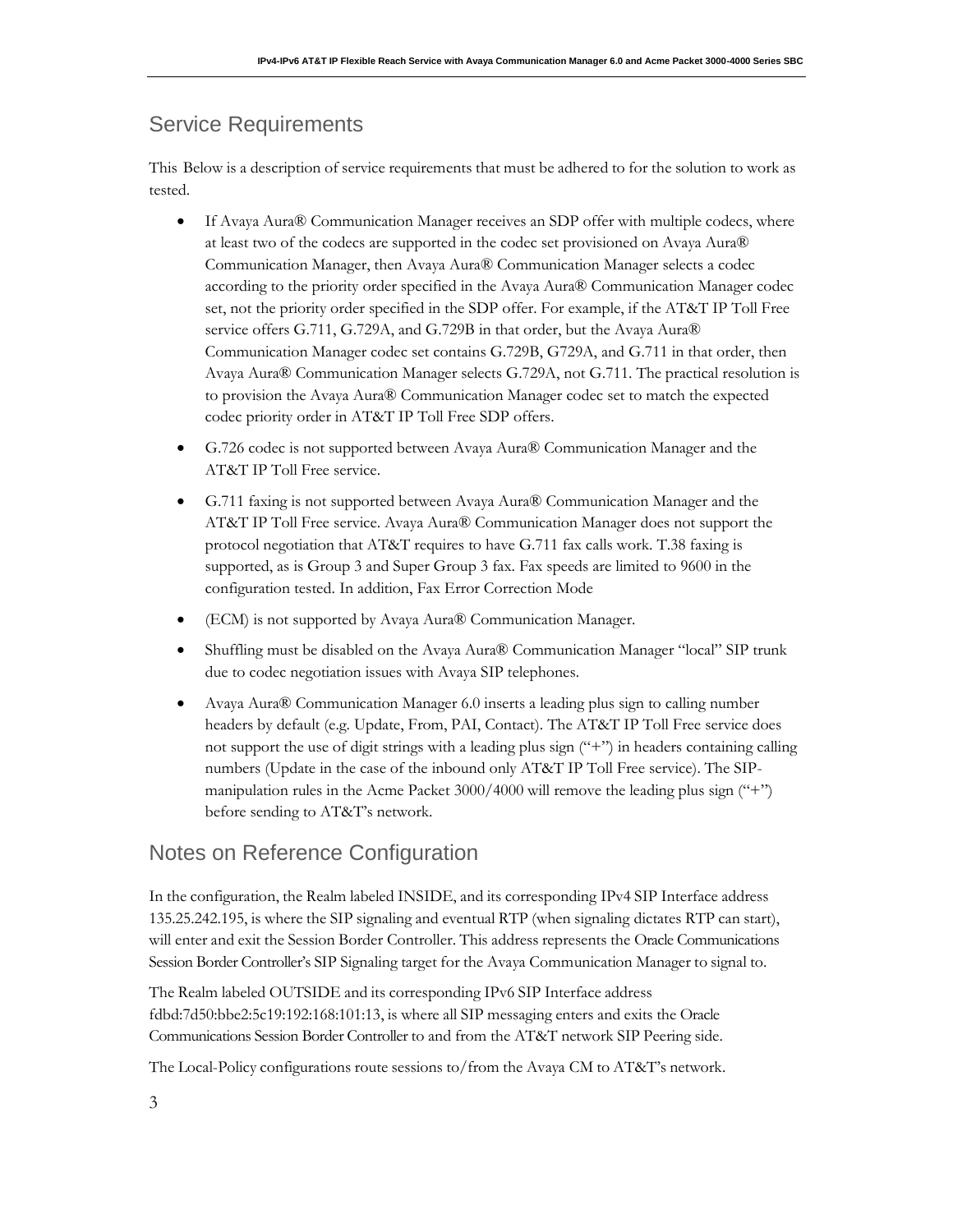## Service Requirements

This Below is a description of service requirements that must be adhered to for the solution to work as tested.

- If Avaya Aura® Communication Manager receives an SDP offer with multiple codecs, where at least two of the codecs are supported in the codec set provisioned on Avaya Aura® Communication Manager, then Avaya Aura® Communication Manager selects a codec according to the priority order specified in the Avaya Aura® Communication Manager codec set, not the priority order specified in the SDP offer. For example, if the AT&T IP Toll Free service offers G.711, G.729A, and G.729B in that order, but the Avaya Aura® Communication Manager codec set contains G.729B, G729A, and G.711 in that order, then Avaya Aura® Communication Manager selects G.729A, not G.711. The practical resolution is to provision the Avaya Aura® Communication Manager codec set to match the expected codec priority order in AT&T IP Toll Free SDP offers.
- G.726 codec is not supported between Avaya Aura® Communication Manager and the AT&T IP Toll Free service.
- G.711 faxing is not supported between Avaya Aura® Communication Manager and the AT&T IP Toll Free service. Avaya Aura® Communication Manager does not support the protocol negotiation that AT&T requires to have G.711 fax calls work. T.38 faxing is supported, as is Group 3 and Super Group 3 fax. Fax speeds are limited to 9600 in the configuration tested. In addition, Fax Error Correction Mode
- (ECM) is not supported by Avaya Aura® Communication Manager.
- Shuffling must be disabled on the Avaya Aura® Communication Manager "local" SIP trunk due to codec negotiation issues with Avaya SIP telephones.
- Avaya Aura® Communication Manager 6.0 inserts a leading plus sign to calling number headers by default (e.g. Update, From, PAI, Contact). The AT&T IP Toll Free service does not support the use of digit strings with a leading plus sign ("+") in headers containing calling numbers (Update in the case of the inbound only AT&T IP Toll Free service). The SIP-manipulation rules in the Acme Packet 3000/4000 will remove the leading plus sign ("+") before sending to AT&T's network.

## Notes on Reference Configuration

In the configuration, the Realm labeled INSIDE, and its corresponding IPv4 SIP Interface address 135.25.242.195, is where the SIP signaling and eventual RTP (when signaling dictates RTP can start), will enter and exit the Session Border Controller. This address represents the Oracle Communications Session Border Controller's SIP Signaling target for the Avaya Communication Manager to signal to.

The Realm labeled OUTSIDE and its corresponding IPv6 SIP Interface address fdbd:7d50:bbe2:5c19:192:168:101:13, is where all SIP messaging enters and exits the Oracle Communications Session Border Controller to and from the AT&T network SIP Peering side.

The Local-Policy configurations route sessions to/from the Avaya CM to AT&T's network.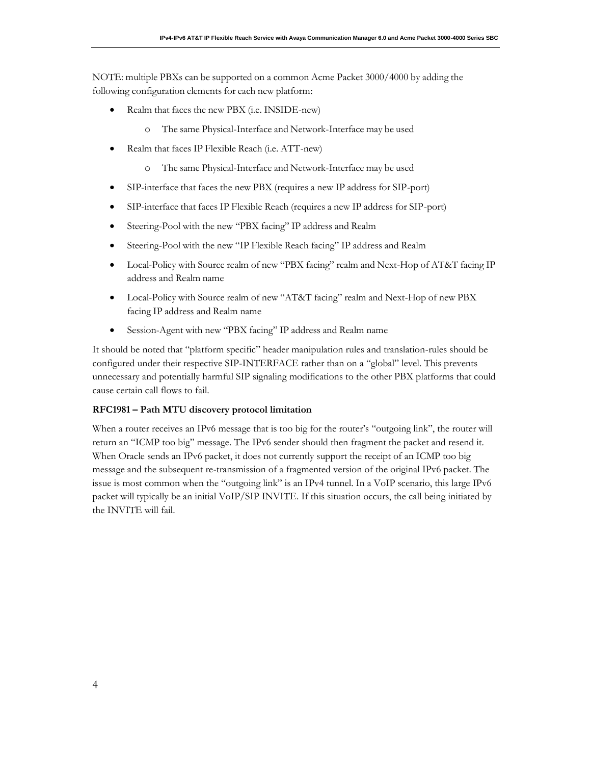NOTE: multiple PBXs can be supported on a common Acme Packet 3000/4000 by adding the following configuration elements for each new platform:

- Realm that faces the new PBX (i.e. INSIDE-new)
  - The same Physical-Interface and Network-Interface may be used
- Realm that faces IP Flexible Reach (i.e. ATT-new)
  - The same Physical-Interface and Network-Interface may be used
- SIP-interface that faces the new PBX (requires a new IP address for SIP-port)
- SIP-interface that faces IP Flexible Reach (requires a new IP address for SIP-port)
- Steering-Pool with the new "PBX facing" IP address and Realm
- Steering-Pool with the new "IP Flexible Reach facing" IP address and Realm
- Local-Policy with Source realm of new "PBX facing" realm and Next-Hop of AT&T facing IP address and Realm name
- Local-Policy with Source realm of new "AT&T facing" realm and Next-Hop of new PBX facing IP address and Realm name
- Session-Agent with new "PBX facing" IP address and Realm name

It should be noted that "platform specific" header manipulation rules and translation-rules should be configured under their respective SIP-INTERFACE rather than on a "global" level. This prevents unnecessary and potentially harmful SIP signaling modifications to the other PBX platforms that could cause certain call flows to fail.

**RFC1981 – Path MTU discovery protocol limitation**

When a router receives an IPv6 message that is too big for the router's "outgoing link", the router will return an "ICMP too big" message. The IPv6 sender should then fragment the packet and resend it. When Oracle sends an IPv6 packet, it does not currently support the receipt of an ICMP too big message and the subsequent re-transmission of a fragmented version of the original IPv6 packet. The issue is most common when the "outgoing link" is an IPv4 tunnel. In a VoIP scenario, this large IPv6 packet will typically be an initial VoIP/SIP INVITE. If this situation occurs, the call being initiated by the INVITE will fail.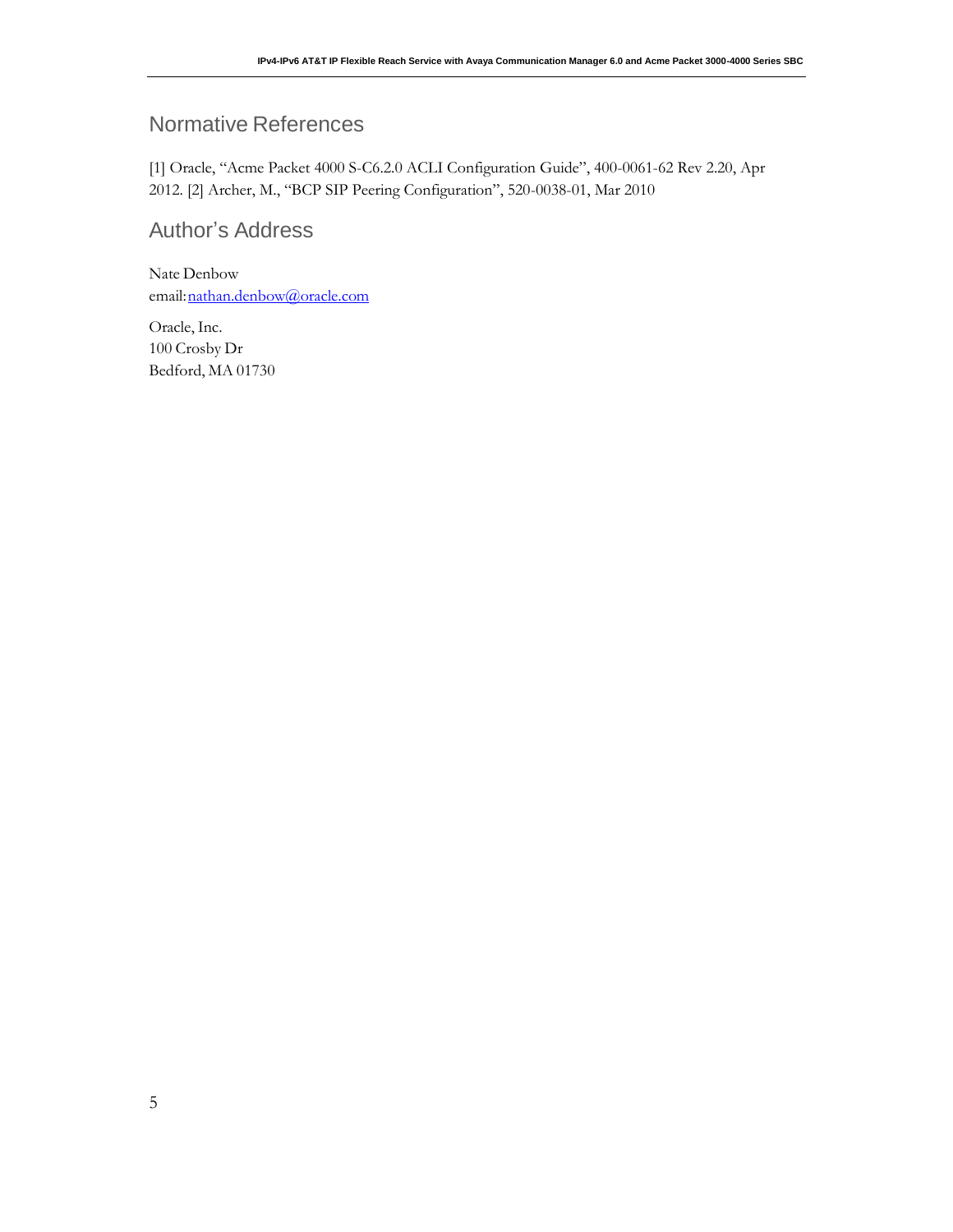## Normative References

[1] Oracle, "Acme Packet 4000 S-C6.2.0 ACLI Configuration Guide", 400-0061-62 Rev 2.20, Apr 2012. [2] Archer, M., "BCP SIP Peering Configuration", 520-0038-01, Mar 2010

## Author's Address

Nate Denbow
email: nathan.denbow@oracle.com

Oracle, Inc.
100 Crosby Dr
Bedford, MA 01730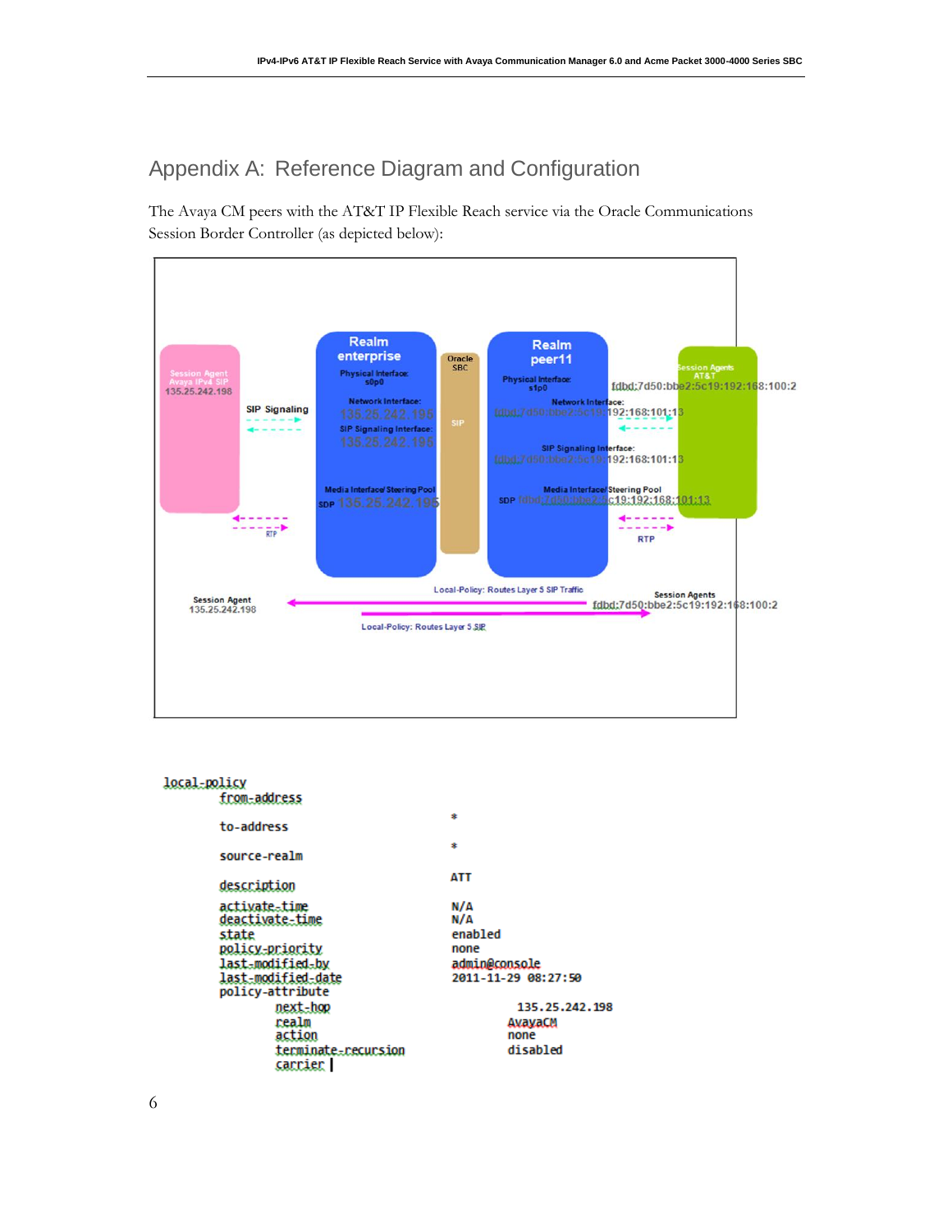## Appendix A: Reference Diagram and Configuration

The Avaya CM peers with the AT&T IP Flexible Reach service via the Oracle Communications Session Border Controller (as depicted below):

Session Agent
Avaya IPv4 SIP
135.25.242.198

SIP Signaling

RTP

Realm
enterprise

Physical Interface:
s0p0

Network Interface:
135.25.242.195

SIP Signaling Interface:
135.25.242.195

Media Interface/ Steering Pool
SDP 135.25.242.195

Oracle
SBC

SIP

Realm
peer11

Physical Interface:
s1p0

Network Interface:
fdbd:7d50:bbe2:5c19:192:168:101:13

SIP Signaling Interface:
fdbd:7d50:bbe2:5c19:192:168:101:13

Media Interface/ Steering Pool
SDP fdbd:7d50:bbe2:5c19:192:168:101:13

Session Agents
AT&T
fdbd:7d50:bbe2:5c19:192:168:100:2

RTP

Local-Policy: Routes Layer 5 SIP Traffic

Session Agent
135.25.242.198

Session Agents
fdbd:7d50:bbe2:5c19:192:168:100:2

Local-Policy: Routes Layer 5 SIP

```
local-policy
        from-address                    *
        to-address                      *
        source-realm                    ATT
        description
        activate-time                   N/A
        deactivate-time                 N/A
        state                           enabled
        policy-priority                 none
        last-modified-by                admin@console
        last-modified-date              2011-11-29 08:27:50
        policy-attribute
                next-hop                        135.25.242.198
                realm                           AvayaCM
                action                          none
                terminate-recursion             disabled
                carrier
```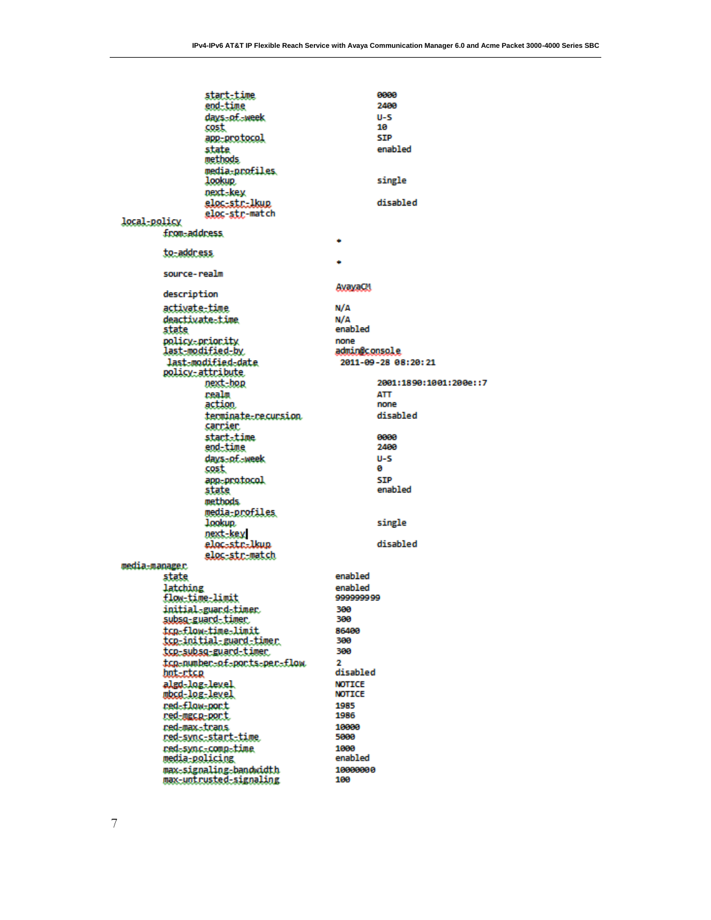```
                start-time                      0000
                end-time                        2400
                days-of-week                    U-S
                cost                            10
                app-protocol                    SIP
                state                           enabled
                methods
                media-profiles
                lookup                          single
                next-key
                eloc-str-lkup                   disabled
                eloc-str-match
local-policy
        from-address
                                        *
        to-address
                                        *
        source-realm
                                        AvayaCM
        description
        activate-time                   N/A
        deactivate-time                 N/A
        state                           enabled
        policy-priority                 none
        last-modified-by                admin@console
        last-modified-date              2011-09-28 08:20:21
        policy-attribute
                next-hop                        2001:1890:1001:200e::7
                realm                           ATT
                action                          none
                terminate-recursion             disabled
                carrier
                start-time                      0000
                end-time                        2400
                days-of-week                    U-S
                cost                            0
                app-protocol                    SIP
                state                           enabled
                methods
                media-profiles
                lookup                          single
                next-key
                eloc-str-lkup                   disabled
                eloc-str-match
media-manager
        state                           enabled
        latching                        enabled
        flow-time-limit                 999999999
        initial-guard-timer             300
        subsq-guard-timer               300
        tcp-flow-time-limit             86400
        tcp-initial-guard-timer         300
        tcp-subsq-guard-timer           300
        tcp-number-of-ports-per-flow    2
        hnt-rtcp                        disabled
        algd-log-level                  NOTICE
        mbcd-log-level                  NOTICE
        red-flow-port                   1985
        red-mgcp-port                   1986
        red-max-trans                   10000
        red-sync-start-time             5000
        red-sync-comp-time              1000
        media-policing                  enabled
        max-signaling-bandwidth         10000000
        max-untrusted-signaling         100
```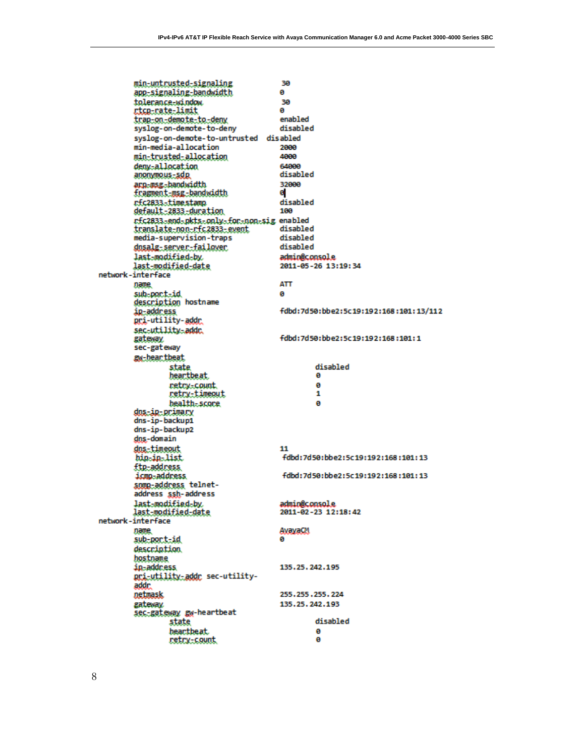```
        min-untrusted-signaling            30
        app-signaling-bandwidth            0
        tolerance-window                   30
        rtcp-rate-limit                    0
        trap-on-demote-to-deny             enabled
        syslog-on-demote-to-deny           disabled
        syslog-on-demote-to-untrusted  disabled
        min-media-allocation               2000
        min-trusted-allocation             4000
        deny-allocation                    64000
        anonymous-sdp                      disabled
        arp-msg-bandwidth                  32000
        fragment-msg-bandwidth             0
        rfc2833-timestamp                  disabled
        default-2833-duration              100
        rfc2833-end-pkts-only-for-non-sig enabled
        translate-non-rfc2833-event        disabled
        media-supervision-traps            disabled
        dnsalg-server-failover             disabled
        last-modified-by                   admin@console
        last-modified-date                 2011-05-26 13:19:34
network-interface
        name                               ATT
        sub-port-id                        0
        description hostname
        ip-address                         fdbd:7d50:bbe2:5c19:192:168:101:13/112
        pri-utility-addr
        sec-utility-addr
        gateway                            fdbd:7d50:bbe2:5c19:192:168:101:1
        sec-gateway
        gw-heartbeat
                state                              disabled
                heartbeat                          0
                retry-count                        0
                retry-timeout                      1
                health-score                       0
        dns-ip-primary
        dns-ip-backup1
        dns-ip-backup2
        dns-domain
        dns-timeout                        11
        hip-ip-list                         fdbd:7d50:bbe2:5c19:192:168:101:13
        ftp-address
        icmp-address                        fdbd:7d50:bbe2:5c19:192:168:101:13
        snmp-address telnet-
        address ssh-address
        last-modified-by                   admin@console
        last-modified-date                 2011-02-23 12:18:42
network-interface
        name                               AvayaCM
        sub-port-id                        0
        description
        hostname
        ip-address                         135.25.242.195
        pri-utility-addr sec-utility-
        addr
        netmask                            255.255.255.224
        gateway                            135.25.242.193
        sec-gateway gw-heartbeat
                state                              disabled
                heartbeat                          0
                retry-count                        0
```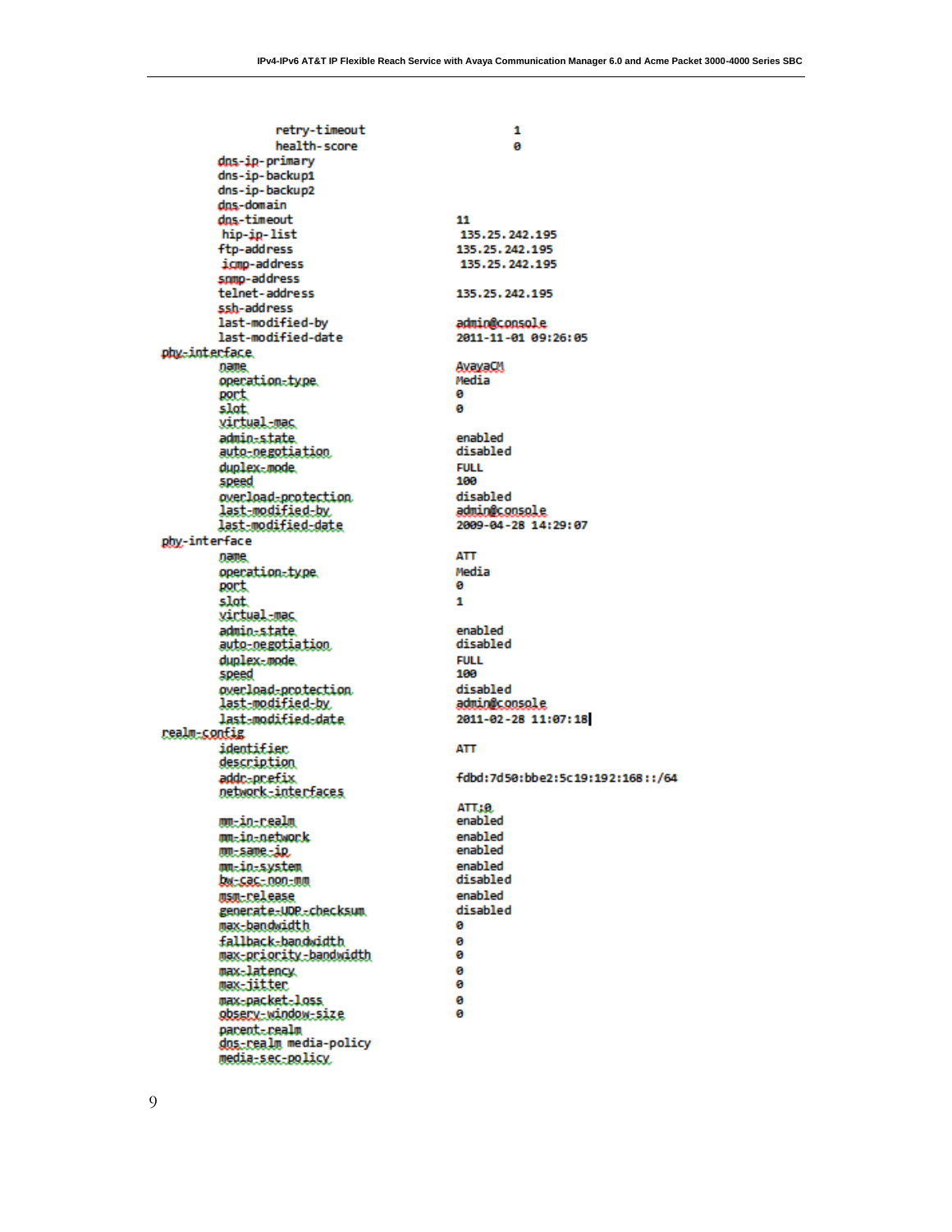```
                retry-timeout                     1
                health-score                      0
        dns-ip-primary
        dns-ip-backup1
        dns-ip-backup2
        dns-domain
        dns-timeout                               11
         hip-ip-list                               135.25.242.195
        ftp-address                               135.25.242.195
         icmp-address                              135.25.242.195
        snmp-address
        telnet-address                            135.25.242.195
        ssh-address
        last-modified-by                          admin@console
        last-modified-date                        2011-11-01 09:26:05
phy-interface
        name                                      AvayaCM
        operation-type                            Media
        port                                      0
        slot                                      0
        virtual-mac
        admin-state                               enabled
        auto-negotiation                          disabled
        duplex-mode                               FULL
        speed                                     100
        overload-protection                       disabled
        last-modified-by                          admin@console
        last-modified-date                        2009-04-28 14:29:07
phy-interface
        name                                      ATT
        operation-type                            Media
        port                                      0
        slot                                      1
        virtual-mac
        admin-state                               enabled
        auto-negotiation                          disabled
        duplex-mode                               FULL
        speed                                     100
        overload-protection                       disabled
        last-modified-by                          admin@console
        last-modified-date                        2011-02-28 11:07:18
realm-config
        identifier                                ATT
        description
        addr-prefix                               fdbd:7d50:bbe2:5c19:192:168::/64
        network-interfaces
                                                  ATT:0
        mm-in-realm                               enabled
        mm-in-network                             enabled
        mm-same-ip                                enabled
        mm-in-system                              enabled
        bw-cac-non-mm                             disabled
        msm-release                               enabled
        generate-UDP-checksum                     disabled
        max-bandwidth                             0
        fallback-bandwidth                        0
        max-priority-bandwidth                    0
        max-latency                               0
        max-jitter                                0
        max-packet-loss                           0
        observ-window-size                        0
        parent-realm
        dns-realm media-policy
        media-sec-policy
```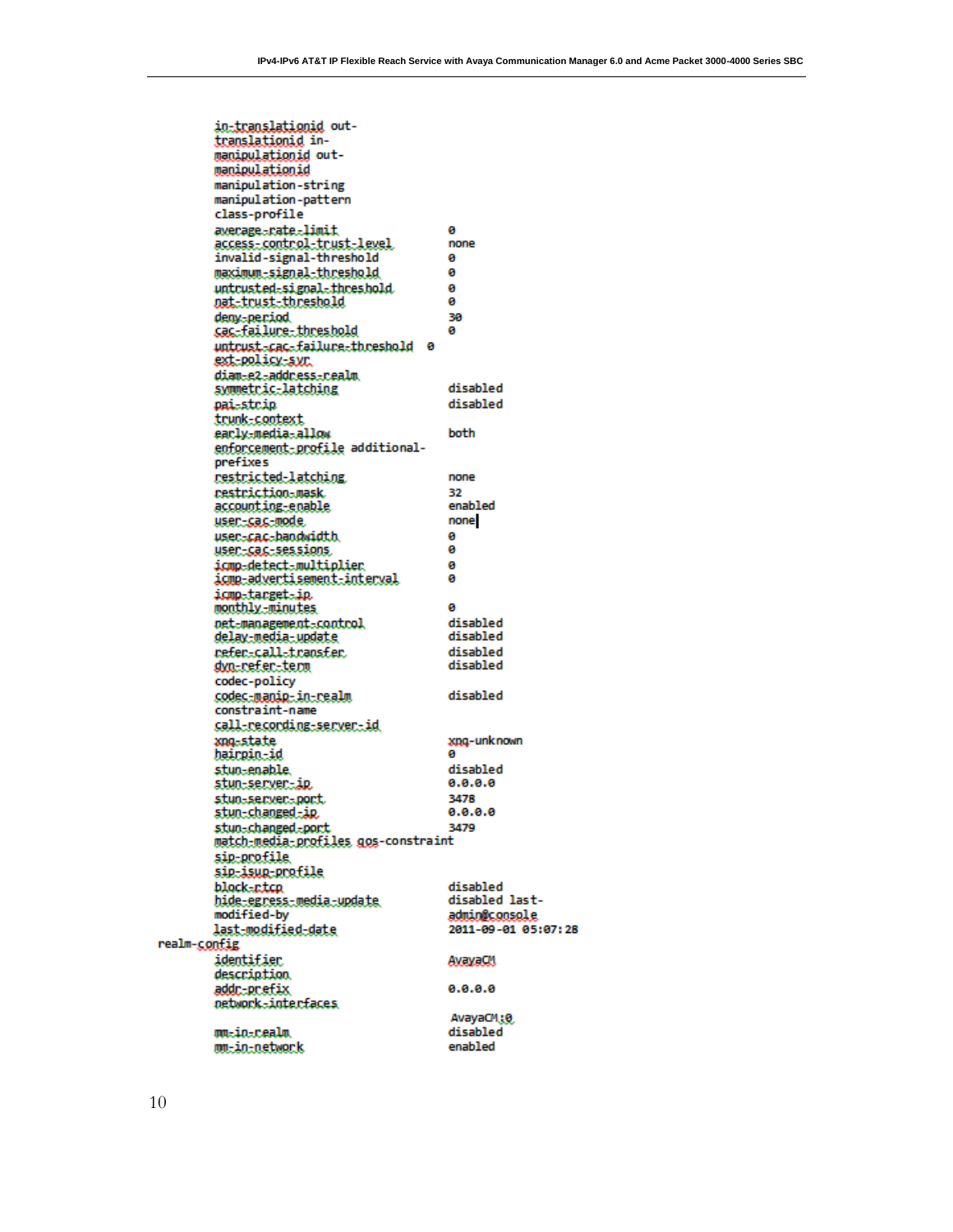```
        in-translationid out-
        translationid in-
        manipulationid out-
        manipulationid
        manipulation-string
        manipulation-pattern
        class-profile
        average-rate-limit                    0
        access-control-trust-level            none
        invalid-signal-threshold              0
        maximum-signal-threshold              0
        untrusted-signal-threshold            0
        nat-trust-threshold                   0
        deny-period                           30
        cac-failure-threshold                 0
        untrust-cac-failure-threshold  0
        ext-policy-svr
        diam-e2-address-realm
        symmetric-latching                    disabled
        pai-strip                             disabled
        trunk-context
        early-media-allow                     both
        enforcement-profile additional-
        prefixes
        restricted-latching                   none
        restriction-mask                      32
        accounting-enable                     enabled
        user-cac-mode                         none
        user-cac-bandwidth                    0
        user-cac-sessions                     0
        icmp-detect-multiplier                0
        icmp-advertisement-interval           0
        icmp-target-ip
        monthly-minutes                       0
        net-management-control                disabled
        delay-media-update                    disabled
        refer-call-transfer                   disabled
        dyn-refer-term                        disabled
        codec-policy
        codec-manip-in-realm                  disabled
        constraint-name
        call-recording-server-id
        xnq-state                             xnq-unknown
        hairpin-id                            0
        stun-enable                           disabled
        stun-server-ip                        0.0.0.0
        stun-server-port                      3478
        stun-changed-ip                       0.0.0.0
        stun-changed-port                     3479
        match-media-profiles qos-constraint
        sip-profile
        sip-isup-profile
        block-rtcp                            disabled
        hide-egress-media-update              disabled last-
        modified-by                           admin@console
        last-modified-date                    2011-09-01 05:07:28
realm-config
        identifier                            AvayaCM
        description
        addr-prefix                           0.0.0.0
        network-interfaces
                                              AvayaCM:0
        mm-in-realm                           disabled
        mm-in-network                         enabled
```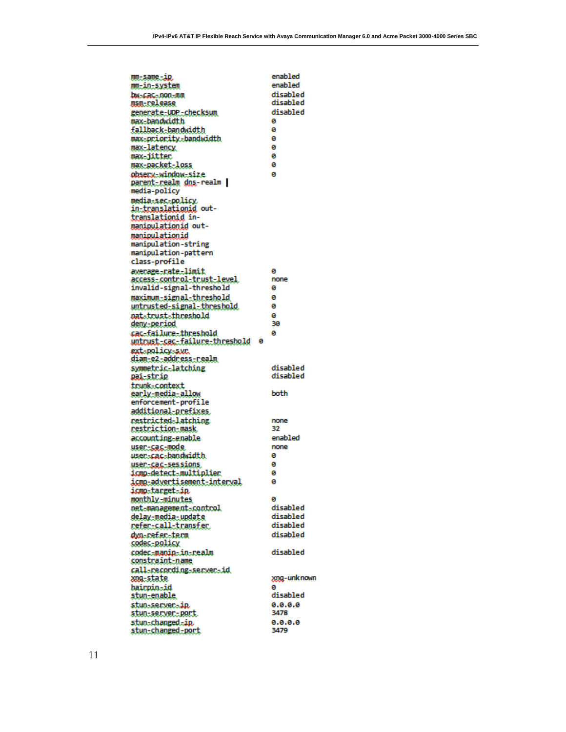```
mm-same-ip                          enabled
mm-in-system                        enabled
bw-cac-non-mm                       disabled
msm-release                         disabled
generate-UDP-checksum               disabled
max-bandwidth                       0
fallback-bandwidth                  0
max-priority-bandwidth              0
max-latency                         0
max-jitter                          0
max-packet-loss                     0
observ-window-size                  0
parent-realm dns-realm |
media-policy
media-sec-policy
in-translationid out-
translationid in-
manipulationid out-
manipulationid
manipulation-string
manipulation-pattern
class-profile
average-rate-limit                  0
access-control-trust-level          none
invalid-signal-threshold            0
maximum-signal-threshold            0
untrusted-signal-threshold          0
nat-trust-threshold                 0
deny-period                         30
cac-failure-threshold               0
untrust-cac-failure-threshold  0
ext-policy-svr
diam-e2-address-realm
symmetric-latching                  disabled
pai-strip                           disabled
trunk-context
early-media-allow                   both
enforcement-profile
additional-prefixes
restricted-latching                 none
restriction-mask                    32
accounting-enable                   enabled
user-cac-mode                       none
user-cac-bandwidth                  0
user-cac-sessions                   0
icmp-detect-multiplier              0
icmp-advertisement-interval         0
icmp-target-ip
monthly-minutes                     0
net-management-control              disabled
delay-media-update                  disabled
refer-call-transfer                 disabled
dyn-refer-term                      disabled
codec-policy
codec-manip-in-realm                disabled
constraint-name
call-recording-server-id
xnq-state                           xnq-unknown
hairpin-id                          0
stun-enable                         disabled
stun-server-ip                      0.0.0.0
stun-server-port                    3478
stun-changed-ip                     0.0.0.0
stun-changed-port                   3479
```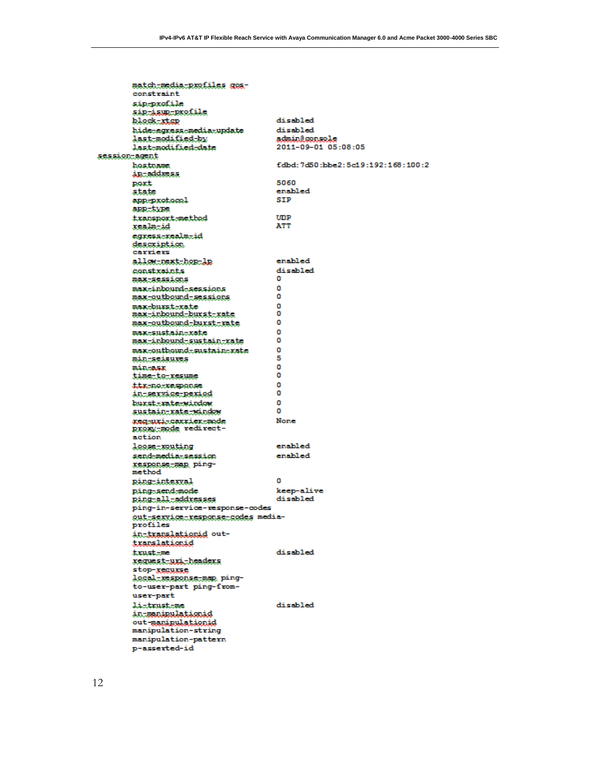```
        match-media-profiles qos-
        constraint
        sip-profile
        sip-isup-profile
        block-rtcp                      disabled
        hide-egress-media-update        disabled
        last-modified-by                admin@console
        last-modified-date              2011-09-01 05:08:05
session-agent
        hostname                        fdbd:7d50:bbe2:5c19:192:168:100:2
        ip-address
        port                            5060
        state                           enabled
        app-protocol                    SIP
        app-type
        transport-method                UDP
        realm-id                        ATT
        egress-realm-id
        description
        carriers
        allow-next-hop-lp               enabled
        constraints                     disabled
        max-sessions                    0
        max-inbound-sessions            0
        max-outbound-sessions           0
        max-burst-rate                  0
        max-inbound-burst-rate          0
        max-outbound-burst-rate         0
        max-sustain-rate                0
        max-inbound-sustain-rate        0
        max-outbound-sustain-rate       0
        min-seizures                    5
        min-asr                         0
        time-to-resume                  0
        ttr-no-response                 0
        in-service-period               0
        burst-rate-window               0
        sustain-rate-window             0
        req-uri-carrier-mode            None
        proxy-mode redirect-
        action
        loose-routing                   enabled
        send-media-session              enabled
        response-map ping-
        method
        ping-interval                   0
        ping-send-mode                  keep-alive
        ping-all-addresses              disabled
        ping-in-service-response-codes
        out-service-response-codes media-
        profiles
        in-translationid out-
        translationid
        trust-me                        disabled
        request-uri-headers
        stop-recurse
        local-response-map ping-
        to-user-part ping-from-
        user-part
        li-trust-me                     disabled
        in-manipulationid
        out-manipulationid
        manipulation-string
        manipulation-pattern
        p-asserted-id
```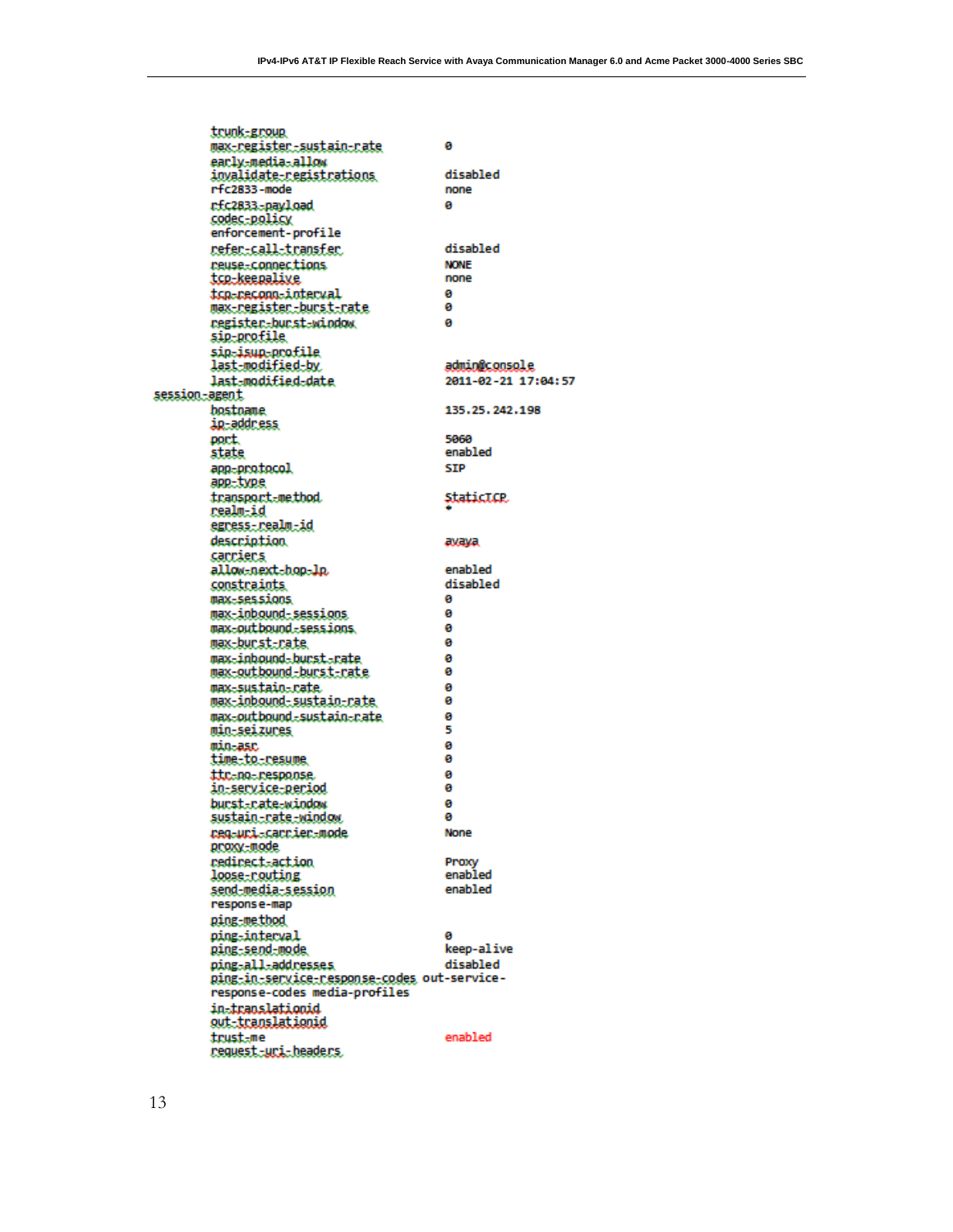```
        trunk-group
        max-register-sustain-rate      0
        early-media-allow
        invalidate-registrations       disabled
        rfc2833-mode                   none
        rfc2833-payload                0
        codec-policy
        enforcement-profile
        refer-call-transfer            disabled
        reuse-connections              NONE
        tcp-keepalive                  none
        tcp-reconn-interval            0
        max-register-burst-rate        0
        register-burst-window          0
        sip-profile
        sip-isup-profile
        last-modified-by               admin@console
        last-modified-date             2011-02-21 17:04:57
session-agent
        hostname                       135.25.242.198
        ip-address
        port                           5060
        state                          enabled
        app-protocol                   SIP
        app-type
        transport-method               StaticTCP
        realm-id                       *
        egress-realm-id
        description                    avaya
        carriers
        allow-next-hop-lp              enabled
        constraints                    disabled
        max-sessions                   0
        max-inbound-sessions           0
        max-outbound-sessions          0
        max-burst-rate                 0
        max-inbound-burst-rate         0
        max-outbound-burst-rate        0
        max-sustain-rate               0
        max-inbound-sustain-rate       0
        max-outbound-sustain-rate      0
        min-seizures                   5
        min-asr                        0
        time-to-resume                 0
        ttr-no-response                0
        in-service-period              0
        burst-rate-window              0
        sustain-rate-window            0
        req-uri-carrier-mode           None
        proxy-mode
        redirect-action                Proxy
        loose-routing                  enabled
        send-media-session             enabled
        response-map
        ping-method
        ping-interval                  0
        ping-send-mode                 keep-alive
        ping-all-addresses             disabled
        ping-in-service-response-codes out-service-
        response-codes media-profiles
        in-translationid
        out-translationid
        trust-me                       enabled
        request-uri-headers
```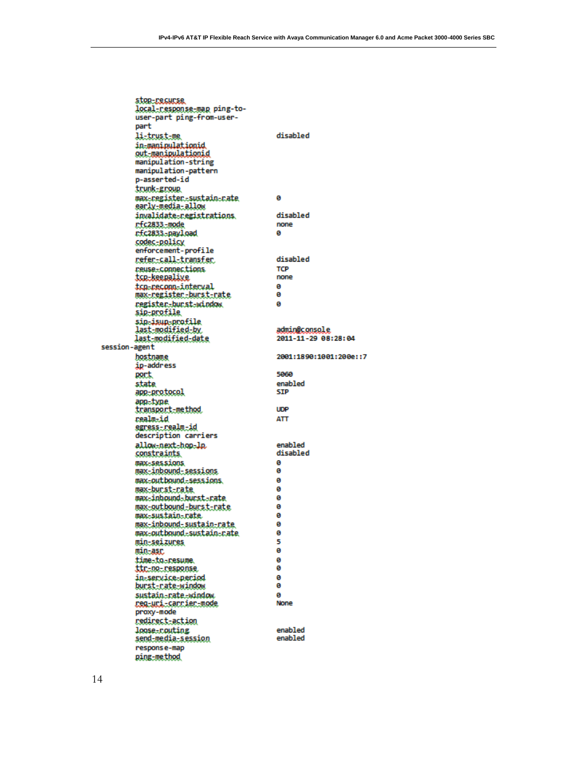```
        stop-recurse
        local-response-map ping-to-
        user-part ping-from-user-
        part
        li-trust-me                     disabled
        in-manipulationid
        out-manipulationid
        manipulation-string
        manipulation-pattern
        p-asserted-id
        trunk-group
        max-register-sustain-rate       0
        early-media-allow
        invalidate-registrations        disabled
        rfc2833-mode                    none
        rfc2833-payload                 0
        codec-policy
        enforcement-profile
        refer-call-transfer             disabled
        reuse-connections               TCP
        tcp-keepalive                   none
        tcp-reconn-interval             0
        max-register-burst-rate         0
        register-burst-window           0
        sip-profile
        sip-isup-profile
        last-modified-by                admin@console
        last-modified-date              2011-11-29 08:28:04
session-agent
        hostname                        2001:1890:1001:200e::7
        ip-address
        port                            5060
        state                           enabled
        app-protocol                    SIP
        app-type
        transport-method                UDP
        realm-id                        ATT
        egress-realm-id
        description carriers
        allow-next-hop-lp               enabled
        constraints                     disabled
        max-sessions                    0
        max-inbound-sessions            0
        max-outbound-sessions           0
        max-burst-rate                  0
        max-inbound-burst-rate          0
        max-outbound-burst-rate         0
        max-sustain-rate                0
        max-inbound-sustain-rate        0
        max-outbound-sustain-rate       0
        min-seizures                    5
        min-asr                         0
        time-to-resume                  0
        ttr-no-response                 0
        in-service-period               0
        burst-rate-window               0
        sustain-rate-window             0
        req-uri-carrier-mode            None
        proxy-mode
        redirect-action
        loose-routing                   enabled
        send-media-session              enabled
        response-map
        ping-method
```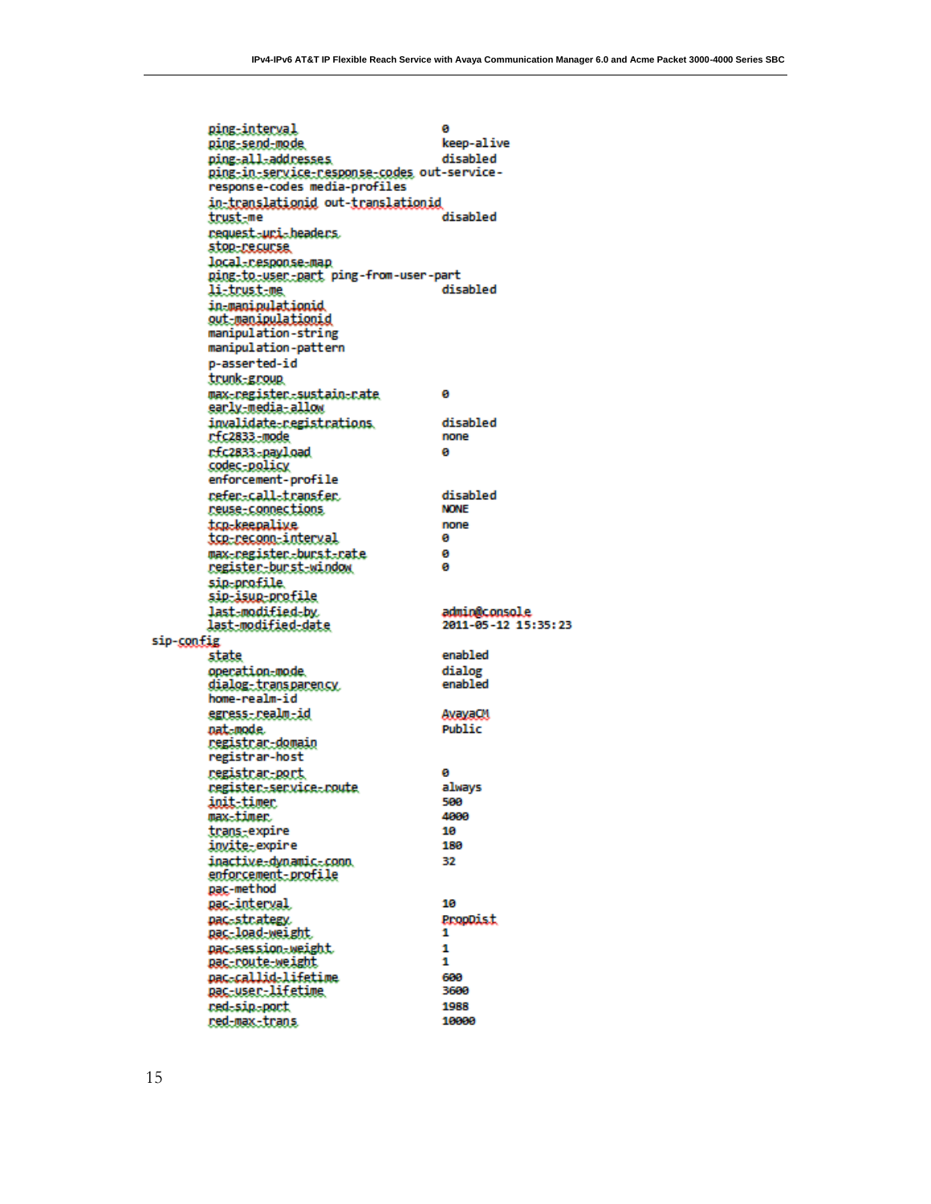```
        ping-interval                         0
        ping-send-mode                        keep-alive
        ping-all-addresses                    disabled
        ping-in-service-response-codes out-service-
        response-codes media-profiles
        in-translationid out-translationid
        trust-me                              disabled
        request-uri-headers
        stop-recurse
        local-response-map
        ping-to-user-part ping-from-user-part
        li-trust-me                           disabled
        in-manipulationid
        out-manipulationid
        manipulation-string
        manipulation-pattern
        p-asserted-id
        trunk-group
        max-register-sustain-rate             0
        early-media-allow
        invalidate-registrations              disabled
        rfc2833-mode                          none
        rfc2833-payload                       0
        codec-policy
        enforcement-profile
        refer-call-transfer                   disabled
        reuse-connections                     NONE
        tcp-keepalive                         none
        tcp-reconn-interval                   0
        max-register-burst-rate               0
        register-burst-window                 0
        sip-profile
        sip-isup-profile
        last-modified-by                      admin@console
        last-modified-date                    2011-05-12 15:35:23
sip-config
        state                                 enabled
        operation-mode                        dialog
        dialog-transparency                   enabled
        home-realm-id
        egress-realm-id                       AvayaCM
        nat-mode                              Public
        registrar-domain
        registrar-host
        registrar-port                        0
        register-service-route                always
        init-timer                            500
        max-timer                             4000
        trans-expire                          10
        invite-expire                         180
        inactive-dynamic-conn                 32
        enforcement-profile
        pac-method
        pac-interval                          10
        pac-strategy                          PropDist
        pac-load-weight                       1
        pac-session-weight                    1
        pac-route-weight                      1
        pac-callid-lifetime                   600
        pac-user-lifetime                     3600
        red-sip-port                          1988
        red-max-trans                         10000
```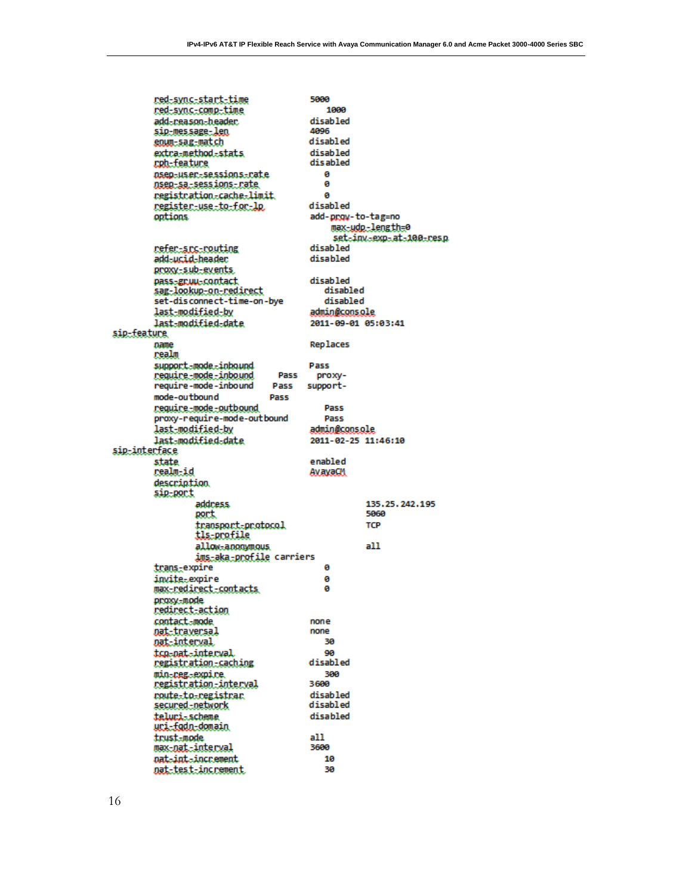```
        red-sync-start-time             5000
        red-sync-comp-time                1000
        add-reason-header               disabled
        sip-message-len                 4096
        enum-sag-match                  disabled
        extra-method-stats              disabled
        rph-feature                     disabled
        nsep-user-sessions-rate           0
        nsep-sa-sessions-rate             0
        registration-cache-limit          0
        register-use-to-for-lp          disabled
        options                         add-prov-to-tag=no
                                            max-udp-length=0
                                             set-inv-exp-at-100-resp
        refer-src-routing               disabled
        add-ucid-header                 disabled
        proxy-sub-events
        pass-gruu-contact               disabled
        sag-lookup-on-redirect              disabled
        set-disconnect-time-on-bye          disabled
        last-modified-by                admin@console
        last-modified-date              2011-09-01 05:03:41
sip-feature
        name                            Replaces
        realm
        support-mode-inbound            Pass
        require-mode-inbound        Pass    proxy-
        require-mode-inbound      Pass    support-
        mode-outbound           Pass
        require-mode-outbound               Pass
        proxy-require-mode-outbound         Pass
        last-modified-by                admin@console
        last-modified-date              2011-02-25 11:46:10
sip-interface
        state                           enabled
        realm-id                        AvayaCM
        description
        sip-port
                address                                 135.25.242.195
                port                                    5060
                transport-protocol                      TCP
                tls-profile
                allow-anonymous                         all
                ims-aka-profile carriers
        trans-expire                      0
        invite-expire                     0
        max-redirect-contacts             0
        proxy-mode
        redirect-action
        contact-mode                    none
        nat-traversal                   none
        nat-interval                      30
        tcp-nat-interval                  90
        registration-caching            disabled
        min-reg-expire                    300
        registration-interval           3600
        route-to-registrar              disabled
        secured-network                 disabled
        teluri-scheme                   disabled
        uri-fqdn-domain
        trust-mode                      all
        max-nat-interval                3600
        nat-int-increment                 10
        nat-test-increment                30
```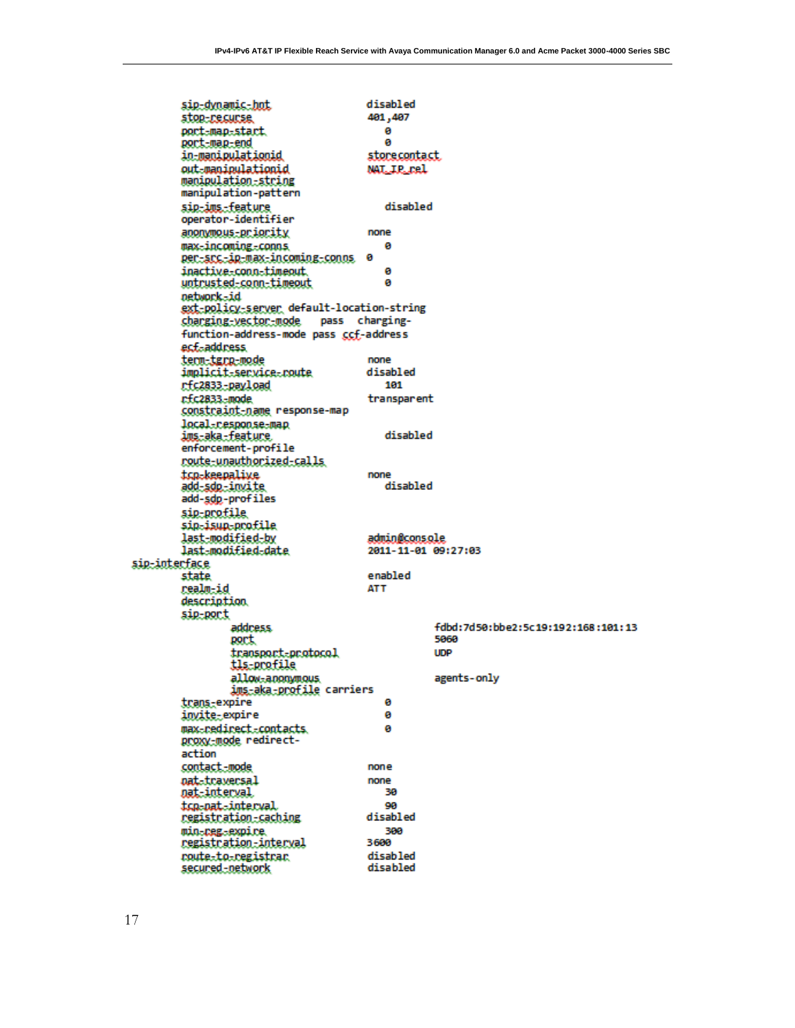```
        sip-dynamic-hnt                  disabled
        stop-recurse                     401,407
        port-map-start                     0
        port-map-end                       0
        in-manipulationid                storecontact
        out-manipulationid               NAT_IP_rel
        manipulation-string
        manipulation-pattern
        sip-ims-feature                    disabled
        operator-identifier
        anonymous-priority               none
        max-incoming-conns                 0
        per-src-ip-max-incoming-conns    0
        inactive-conn-timeout              0
        untrusted-conn-timeout             0
        network-id
        ext-policy-server default-location-string
        charging-vector-mode    pass   charging-
        function-address-mode pass ccf-address
        ecf-address
        term-tgrp-mode                   none
        implicit-service-route           disabled
        rfc2833-payload                    101
        rfc2833-mode                     transparent
        constraint-name response-map
        local-response-map
        ims-aka-feature                    disabled
        enforcement-profile
        route-unauthorized-calls
        tcp-keepalive                    none
        add-sdp-invite                     disabled
        add-sdp-profiles
        sip-profile
        sip-isup-profile
        last-modified-by                 admin@console
        last-modified-date               2011-11-01 09:27:03
sip-interface
        state                            enabled
        realm-id                         ATT
        description
        sip-port
                address                          fdbd:7d50:bbe2:5c19:192:168:101:13
                port                             5060
                transport-protocol               UDP
                tls-profile
                allow-anonymous                  agents-only
                ims-aka-profile carriers
        trans-expire                       0
        invite-expire                      0
        max-redirect-contacts              0
        proxy-mode redirect-
        action
        contact-mode                     none
        nat-traversal                    none
        nat-interval                       30
        tcp-nat-interval                   90
        registration-caching             disabled
        min-reg-expire                     300
        registration-interval            3600
        route-to-registrar               disabled
        secured-network                  disabled
```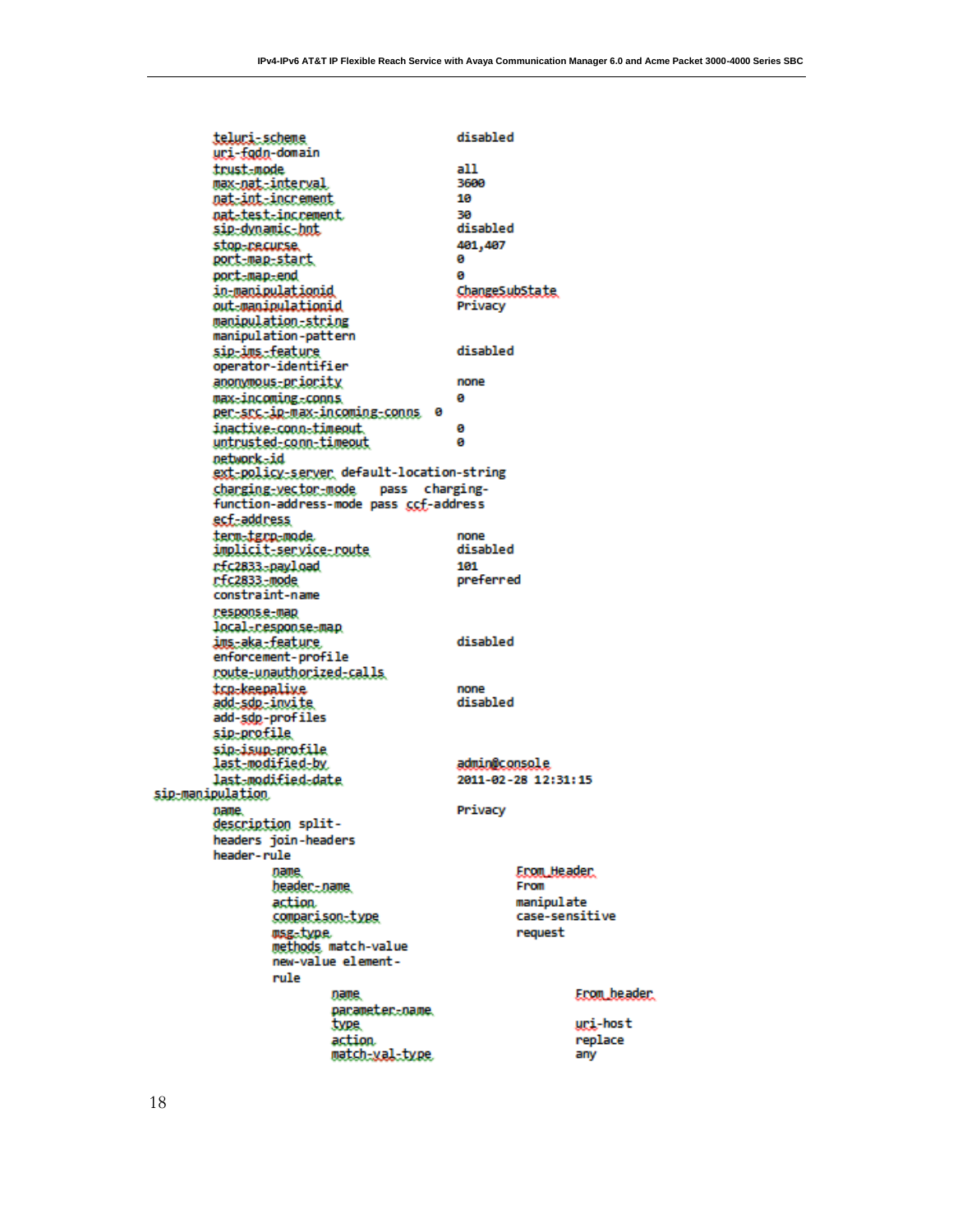```
        teluri-scheme                        disabled
        uri-fqdn-domain
        trust-mode                           all
        max-nat-interval                     3600
        nat-int-increment                    10
        nat-test-increment                   30
        sip-dynamic-hnt                      disabled
        stop-recurse                         401,407
        port-map-start                       0
        port-map-end                         0
        in-manipulationid                    ChangeSubState
        out-manipulationid                   Privacy
        manipulation-string
        manipulation-pattern
        sip-ims-feature                      disabled
        operator-identifier
        anonymous-priority                   none
        max-incoming-conns                   0
        per-src-ip-max-incoming-conns  0
        inactive-conn-timeout                0
        untrusted-conn-timeout               0
        network-id
        ext-policy-server default-location-string
        charging-vector-mode    pass  charging-
        function-address-mode pass ccf-address
        ecf-address
        term-tgrp-mode                       none
        implicit-service-route               disabled
        rfc2833-payload                      101
        rfc2833-mode                         preferred
        constraint-name
        response-map
        local-response-map
        ims-aka-feature                      disabled
        enforcement-profile
        route-unauthorized-calls
        tcp-keepalive                        none
        add-sdp-invite                       disabled
        add-sdp-profiles
        sip-profile
        sip-isup-profile
        last-modified-by                     admin@console
        last-modified-date                   2011-02-28 12:31:15
sip-manipulation
        name                                 Privacy
        description split-
        headers join-headers
        header-rule
                name                                 From_Header
                header-name                          From
                action                               manipulate
                comparison-type                      case-sensitive
                msg-type                             request
                methods match-value
                new-value element-
                rule
                        name                                 From_header
                        parameter-name
                        type                                 uri-host
                        action                               replace
                        match-val-type                       any
```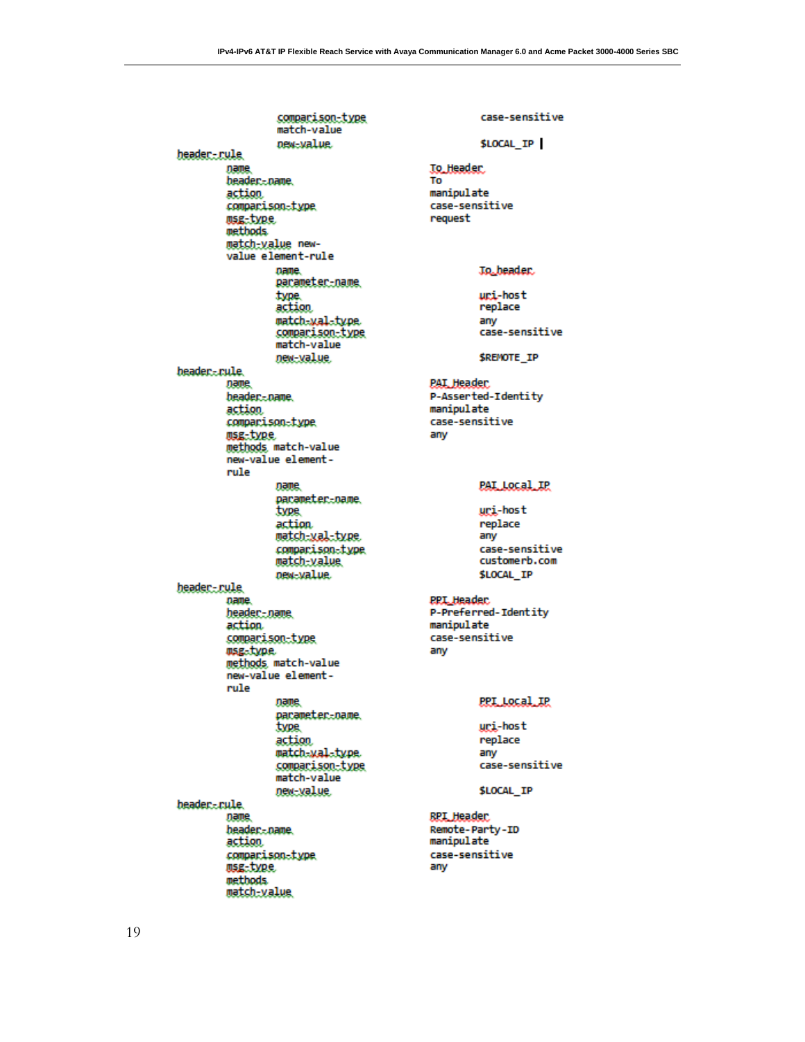```
            comparison-type          case-sensitive
            match-value
            new-value                $LOCAL_IP
header-rule
        name                         To_Header
        header-name                  To
        action                       manipulate
        comparison-type              case-sensitive
        msg-type                     request
        methods
        match-value new-
        value element-rule
            name                     To_header
            parameter-name
            type                     uri-host
            action                   replace
            match-val-type           any
            comparison-type          case-sensitive
            match-value
            new-value                $REMOTE_IP
header-rule
        name                         PAI_Header
        header-name                  P-Asserted-Identity
        action                       manipulate
        comparison-type              case-sensitive
        msg-type                     any
        methods match-value
        new-value element-
        rule
            name                     PAI_Local_IP
            parameter-name
            type                     uri-host
            action                   replace
            match-val-type           any
            comparison-type          case-sensitive
            match-value              customerb.com
            new-value                $LOCAL_IP
header-rule
        name                         PPI_Header
        header-name                  P-Preferred-Identity
        action                       manipulate
        comparison-type              case-sensitive
        msg-type                     any
        methods match-value
        new-value element-
        rule
            name                     PPI_Local_IP
            parameter-name
            type                     uri-host
            action                   replace
            match-val-type           any
            comparison-type          case-sensitive
            match-value
            new-value                $LOCAL_IP
header-rule
        name                         RPI_Header
        header-name                  Remote-Party-ID
        action                       manipulate
        comparison-type              case-sensitive
        msg-type                     any
        methods
        match-value
```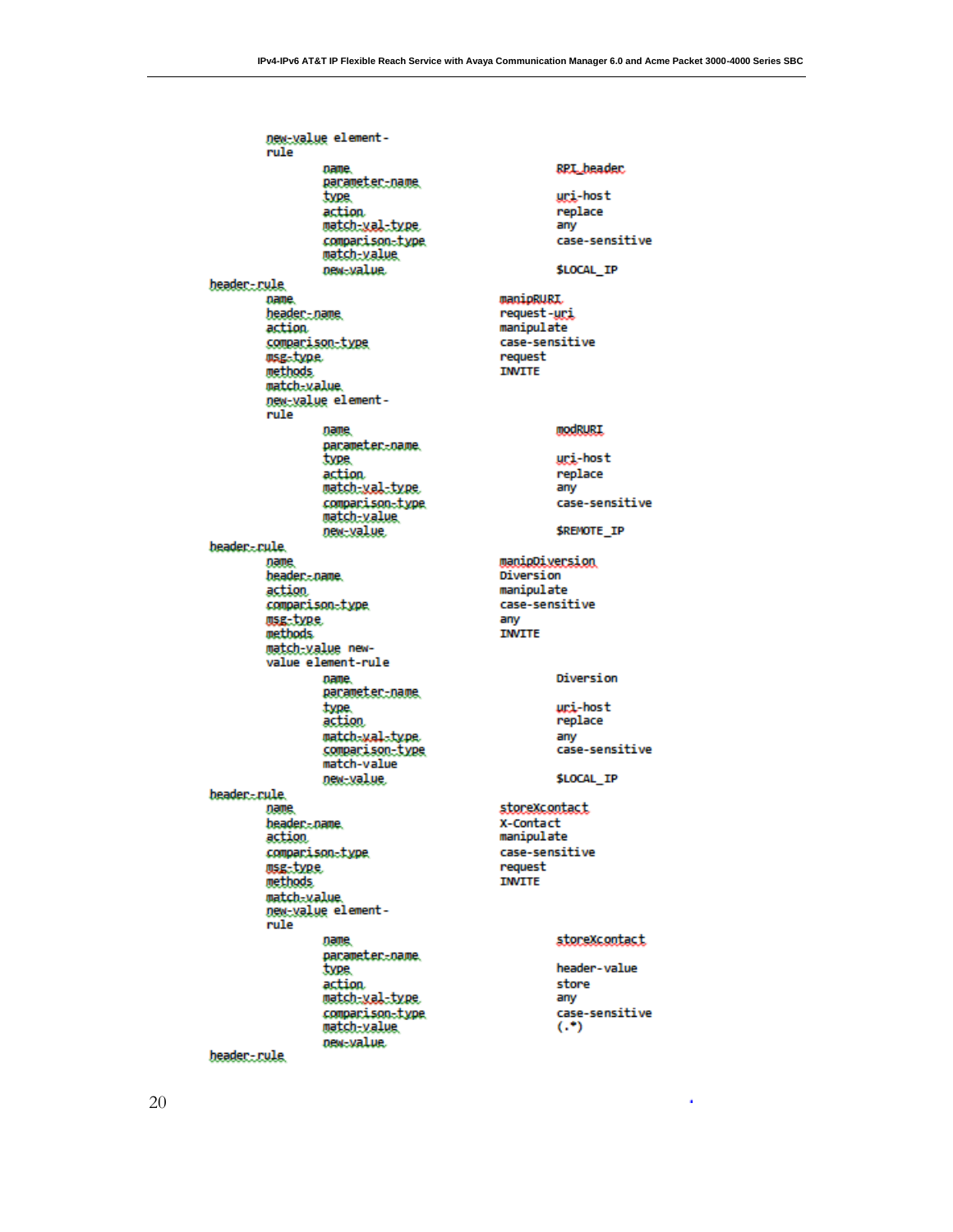```
        new-value element-
        rule
                name                            RPI_header
                parameter-name
                type                            uri-host
                action                          replace
                match-val-type                  any
                comparison-type                 case-sensitive
                match-value
                new-value                       $LOCAL_IP
header-rule
        name                            manipRURI
        header-name                     request-uri
        action                          manipulate
        comparison-type                 case-sensitive
        msg-type                        request
        methods                         INVITE
        match-value
        new-value element-
        rule
                name                            modRURI
                parameter-name
                type                            uri-host
                action                          replace
                match-val-type                  any
                comparison-type                 case-sensitive
                match-value
                new-value                       $REMOTE_IP
header-rule
        name                            manipDiversion
        header-name                     Diversion
        action                          manipulate
        comparison-type                 case-sensitive
        msg-type                        any
        methods                         INVITE
        match-value new-
        value element-rule
                name                            Diversion
                parameter-name
                type                            uri-host
                action                          replace
                match-val-type                  any
                comparison-type                 case-sensitive
                match-value
                new-value                       $LOCAL_IP
header-rule
        name                            storeXcontact
        header-name                     X-Contact
        action                          manipulate
        comparison-type                 case-sensitive
        msg-type                        request
        methods                         INVITE
        match-value
        new-value element-
        rule
                name                            storeXcontact
                parameter-name
                type                            header-value
                action                          store
                match-val-type                  any
                comparison-type                 case-sensitive
                match-value                     (.*)
                new-value
header-rule
```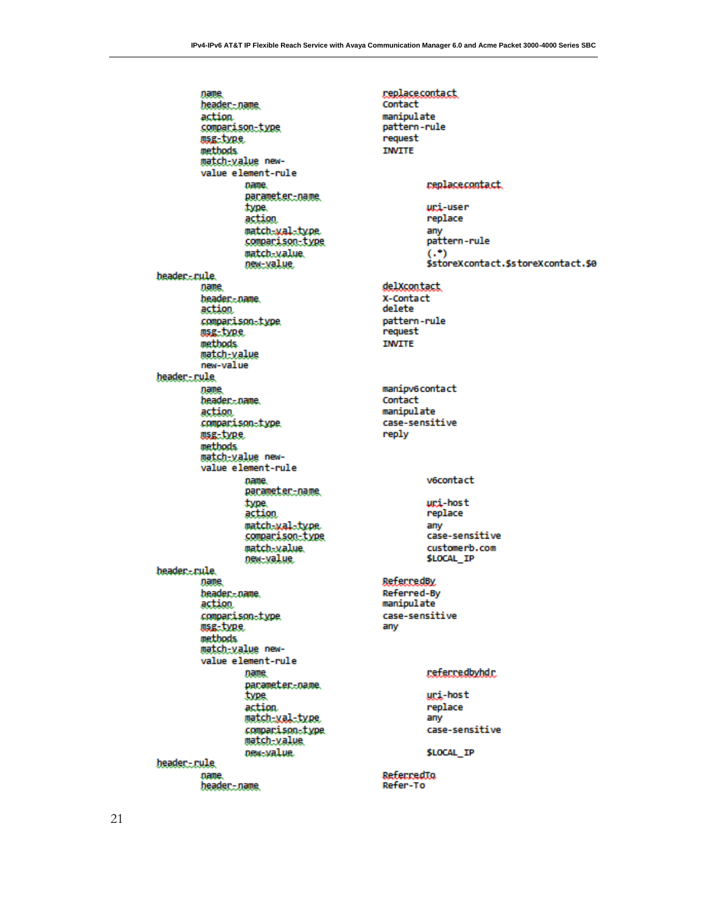```
        name                              replacecontact
        header-name                       Contact
        action                            manipulate
        comparison-type                   pattern-rule
        msg-type                          request
        methods                           INVITE
        match-value new-
        value element-rule
                name                              replacecontact
                parameter-name
                type                              uri-user
                action                            replace
                match-val-type                    any
                comparison-type                   pattern-rule
                match-value                       (.*)
                new-value                         $storeXcontact.$storeXcontact.$0
header-rule
        name                              delXcontact
        header-name                       X-Contact
        action                            delete
        comparison-type                   pattern-rule
        msg-type                          request
        methods                           INVITE
        match-value
        new-value
header-rule
        name                              manipv6contact
        header-name                       Contact
        action                            manipulate
        comparison-type                   case-sensitive
        msg-type                          reply
        methods
        match-value new-
        value element-rule
                name                              v6contact
                parameter-name
                type                              uri-host
                action                            replace
                match-val-type                    any
                comparison-type                   case-sensitive
                match-value                       customerb.com
                new-value                         $LOCAL_IP
header-rule
        name                              ReferredBy
        header-name                       Referred-By
        action                            manipulate
        comparison-type                   case-sensitive
        msg-type                          any
        methods
        match-value new-
        value element-rule
                name                              referredbyhdr
                parameter-name
                type                              uri-host
                action                            replace
                match-val-type                    any
                comparison-type                   case-sensitive
                match-value
                new-value                         $LOCAL_IP
header-rule
        name                              ReferredTo
        header-name                       Refer-To
```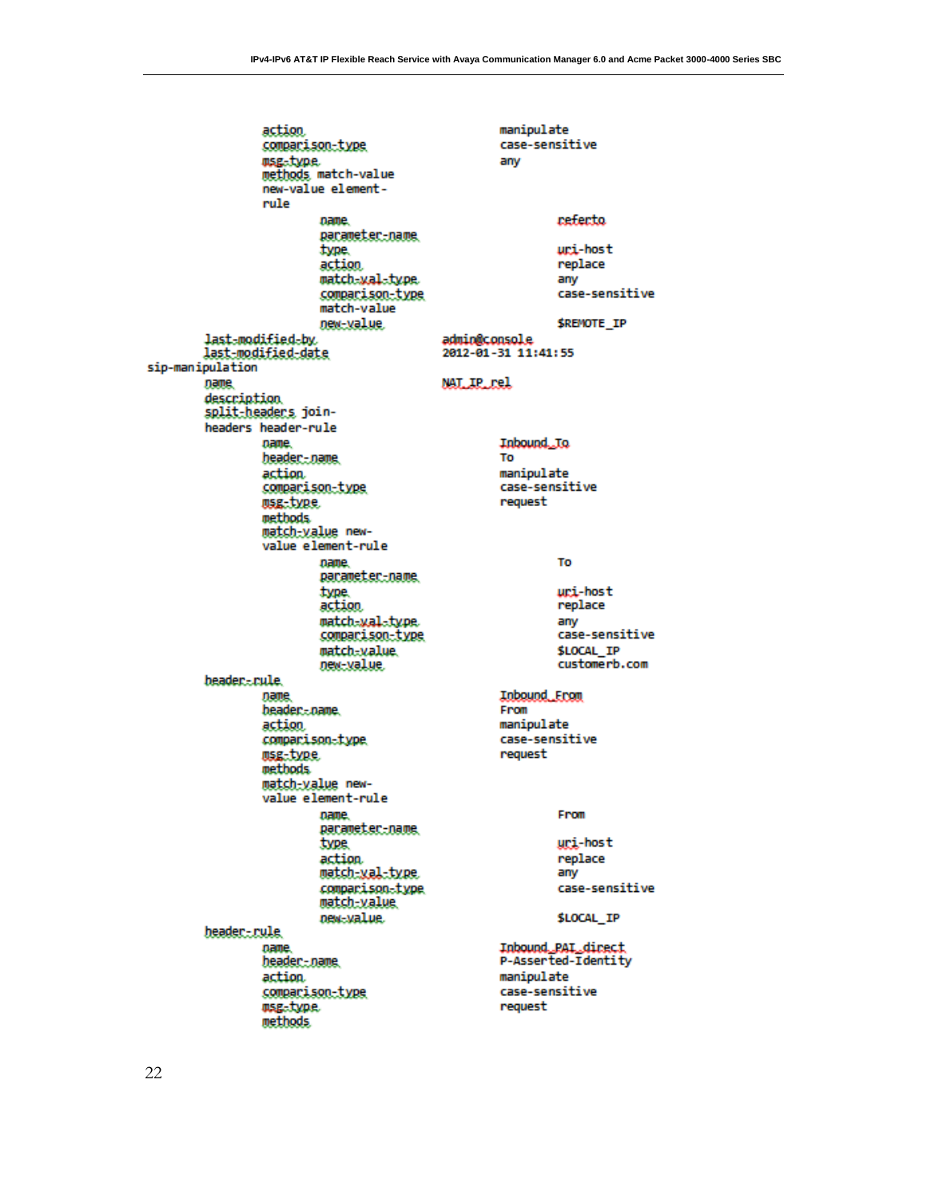```
            action                              manipulate
            comparison-type                     case-sensitive
            msg-type                            any
            methods match-value
            new-value element-
            rule
                    name                                referto
                    parameter-name
                    type                                uri-host
                    action                              replace
                    match-val-type                      any
                    comparison-type                     case-sensitive
                    match-value
                    new-value                           $REMOTE_IP
        last-modified-by                        admin@console
        last-modified-date                      2012-01-31 11:41:55
sip-manipulation
        name                                    NAT_IP_rel
        description
        split-headers join-
        headers header-rule
            name                                Inbound_To
            header-name                         To
            action                              manipulate
            comparison-type                     case-sensitive
            msg-type                            request
            methods
            match-value new-
            value element-rule
                    name                                To
                    parameter-name
                    type                                uri-host
                    action                              replace
                    match-val-type                      any
                    comparison-type                     case-sensitive
                    match-value                         $LOCAL_IP
                    new-value                           customerb.com
        header-rule
            name                                Inbound_From
            header-name                         From
            action                              manipulate
            comparison-type                     case-sensitive
            msg-type                            request
            methods
            match-value new-
            value element-rule
                    name                                From
                    parameter-name
                    type                                uri-host
                    action                              replace
                    match-val-type                      any
                    comparison-type                     case-sensitive
                    match-value
                    new-value                           $LOCAL_IP
        header-rule
            name                                Inbound_PAI_direct
            header-name                         P-Asserted-Identity
            action                              manipulate
            comparison-type                     case-sensitive
            msg-type                            request
            methods
```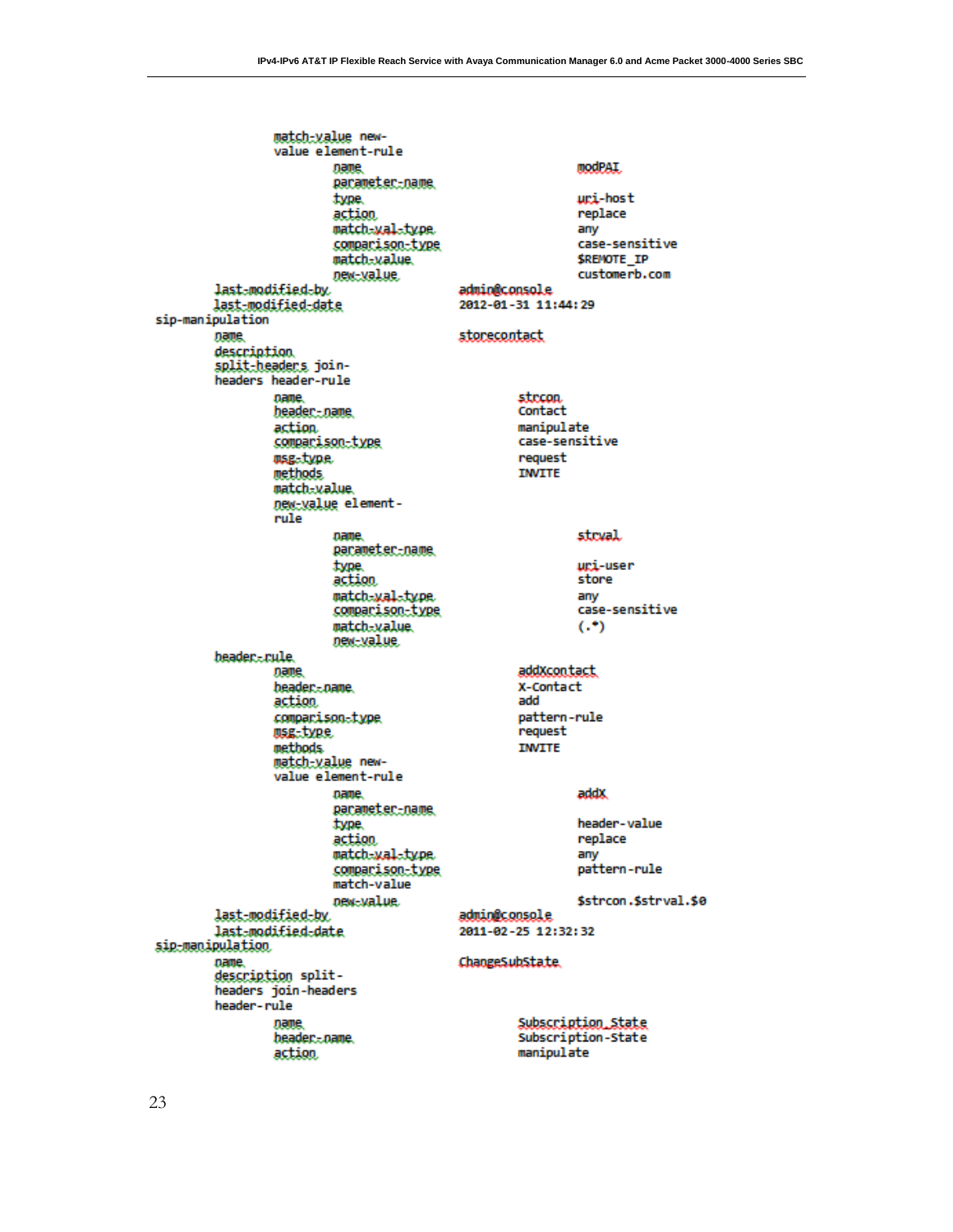```
            match-value new-
            value element-rule
                     name                              modPAI
                     parameter-name
                     type                              uri-host
                     action                            replace
                     match-val-type                    any
                     comparison-type                   case-sensitive
                     match-value                       $REMOTE_IP
                     new-value                         customerb.com
        last-modified-by                  admin@console
        last-modified-date                2012-01-31 11:44:29
sip-manipulation
        name                              storecontact
        description
        split-headers join-
        headers header-rule
            name                          strcon
            header-name                   Contact
            action                        manipulate
            comparison-type               case-sensitive
            msg-type                      request
            methods                       INVITE
            match-value
            new-value element-
            rule
                     name                              strval
                     parameter-name
                     type                              uri-user
                     action                            store
                     match-val-type                    any
                     comparison-type                   case-sensitive
                     match-value                       (.*)
                     new-value
        header-rule
            name                          addXcontact
            header-name                   X-Contact
            action                        add
            comparison-type               pattern-rule
            msg-type                      request
            methods                       INVITE
            match-value new-
            value element-rule
                     name                              addX
                     parameter-name
                     type                              header-value
                     action                            replace
                     match-val-type                    any
                     comparison-type                   pattern-rule
                     match-value
                     new-value                         $strcon.$strval.$0
        last-modified-by                  admin@console
        last-modified-date                2011-02-25 12:32:32
sip-manipulation
        name                              ChangeSubState
        description split-
        headers join-headers
        header-rule
            name                          Subscription_State
            header-name                   Subscription-State
            action                        manipulate
```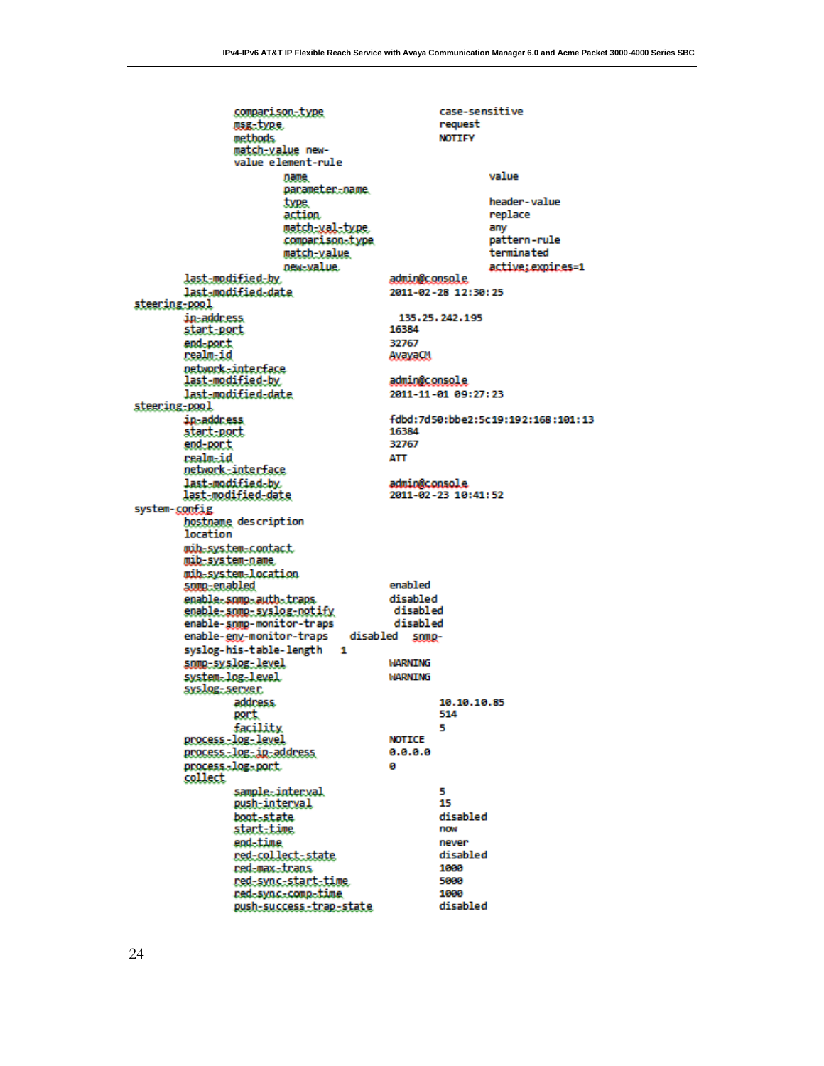```
            comparison-type                      case-sensitive
            msg-type                             request
            methods                              NOTIFY
            match-value new-
            value element-rule
                     name                                 value
                     parameter-name
                     type                                 header-value
                     action                               replace
                     match-val-type                       any
                     comparison-type                      pattern-rule
                     match-value                          terminated
                     new-value                            active;expires=1
        last-modified-by                        admin@console
        last-modified-date                      2011-02-28 12:30:25
steering-pool
        ip-address                               135.25.242.195
        start-port                              16384
        end-port                                32767
        realm-id                                AvayaCM
        network-interface
        last-modified-by                        admin@console
        last-modified-date                      2011-11-01 09:27:23
steering-pool
        ip-address                              fdbd:7d50:bbe2:5c19:192:168:101:13
        start-port                              16384
        end-port                                32767
        realm-id                                ATT
        network-interface
        last-modified-by                        admin@console
        last-modified-date                      2011-02-23 10:41:52
system-config
        hostname description
        location
        mib-system-contact
        mib-system-name
        mib-system-location
        snmp-enabled                            enabled
        enable-snmp-auth-traps                  disabled
        enable-snmp-syslog-notify                disabled
        enable-snmp-monitor-traps                disabled
        enable-env-monitor-traps        disabled    snmp-
        syslog-his-table-length     1
        snmp-syslog-level                       WARNING
        system-log-level                        WARNING
        syslog-server
                 address                                10.10.10.85
                 port                                   514
                 facility                               5
        process-log-level                       NOTICE
        process-log-ip-address                  0.0.0.0
        process-log-port                        0
        collect
                 sample-interval                        5
                 push-interval                          15
                 boot-state                             disabled
                 start-time                             now
                 end-time                               never
                 red-collect-state                      disabled
                 red-max-trans                          1000
                 red-sync-start-time                    5000
                 red-sync-comp-time                     1000
                 push-success-trap-state                disabled
```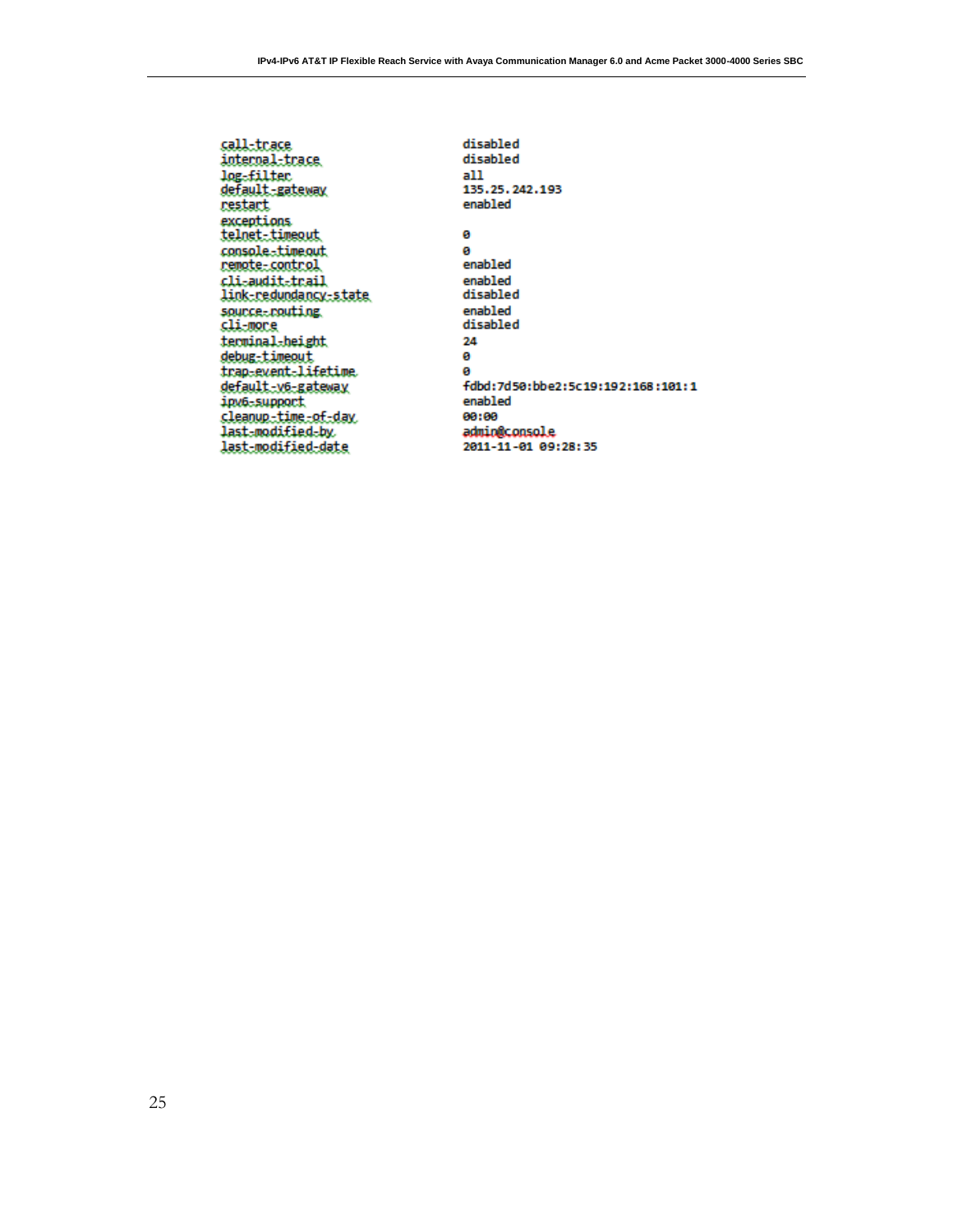```
call-trace                     disabled
internal-trace                 disabled
log-filter                     all
default-gateway                135.25.242.193
restart                        enabled
exceptions
telnet-timeout                 0
console-timeout                0
remote-control                 enabled
cli-audit-trail                enabled
link-redundancy-state          disabled
source-routing                 enabled
cli-more                       disabled
terminal-height                24
debug-timeout                  0
trap-event-lifetime            0
default-v6-gateway             fdbd:7d50:bbe2:5c19:192:168:101:1
ipv6-support                   enabled
cleanup-time-of-day            00:00
last-modified-by               admin@console
last-modified-date             2011-11-01 09:28:35
```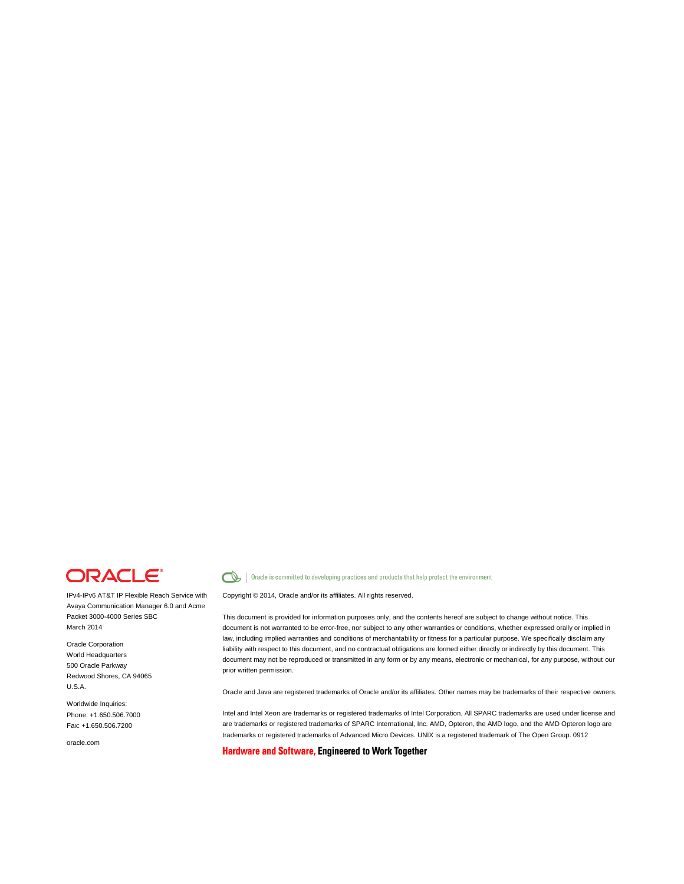ORACLE

Oracle is committed to developing practices and products that help protect the environment

IPv4-IPv6 AT&T IP Flexible Reach Service with Avaya Communication Manager 6.0 and Acme Packet 3000-4000 Series SBC
March 2014

Oracle Corporation
World Headquarters
500 Oracle Parkway
Redwood Shores, CA 94065
U.S.A.

Worldwide Inquiries:
Phone: +1.650.506.7000
Fax: +1.650.506.7200

oracle.com

Copyright © 2014, Oracle and/or its affiliates. All rights reserved.

This document is provided for information purposes only, and the contents hereof are subject to change without notice. This document is not warranted to be error-free, nor subject to any other warranties or conditions, whether expressed orally or implied in law, including implied warranties and conditions of merchantability or fitness for a particular purpose. We specifically disclaim any liability with respect to this document, and no contractual obligations are formed either directly or indirectly by this document. This document may not be reproduced or transmitted in any form or by any means, electronic or mechanical, for any purpose, without our prior written permission.

Oracle and Java are registered trademarks of Oracle and/or its affiliates. Other names may be trademarks of their respective owners.

Intel and Intel Xeon are trademarks or registered trademarks of Intel Corporation. All SPARC trademarks are used under license and are trademarks or registered trademarks of SPARC International, Inc. AMD, Opteron, the AMD logo, and the AMD Opteron logo are trademarks or registered trademarks of Advanced Micro Devices. UNIX is a registered trademark of The Open Group. 0912

**Hardware and Software, Engineered to Work Together**